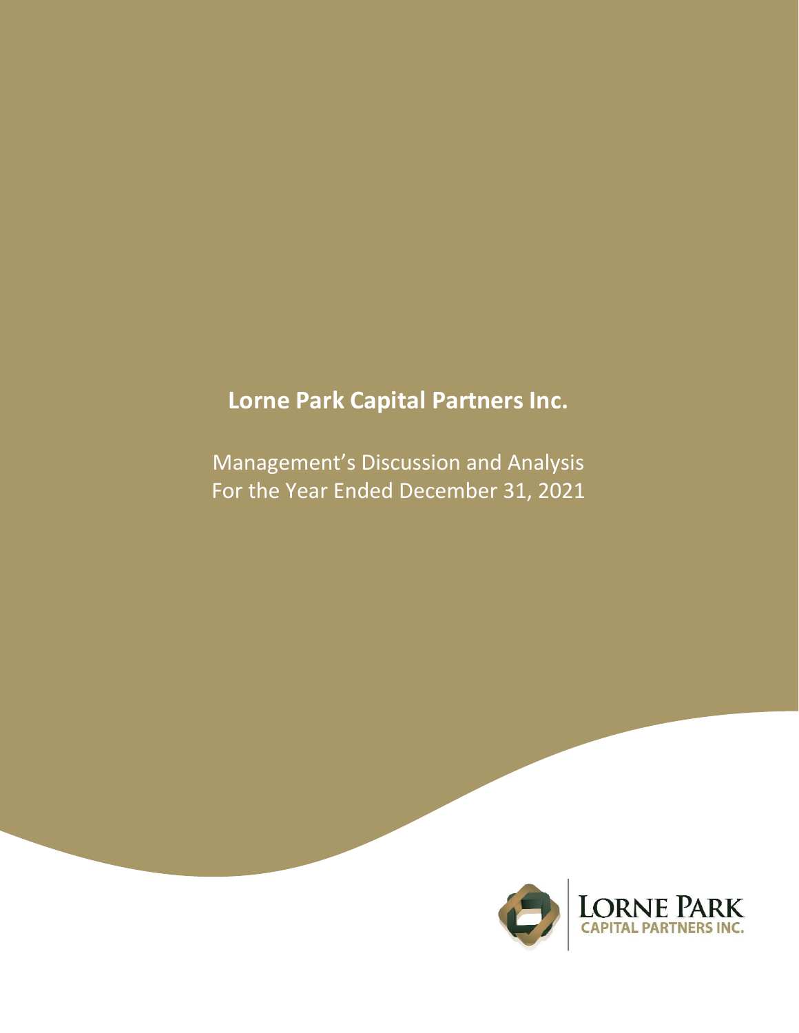# Lorne Park Capital Partners Inc.

Management's Discussion and Analysis
For the Year Ended December 31, 2021

LORNE PARK
CAPITAL PARTNERS INC.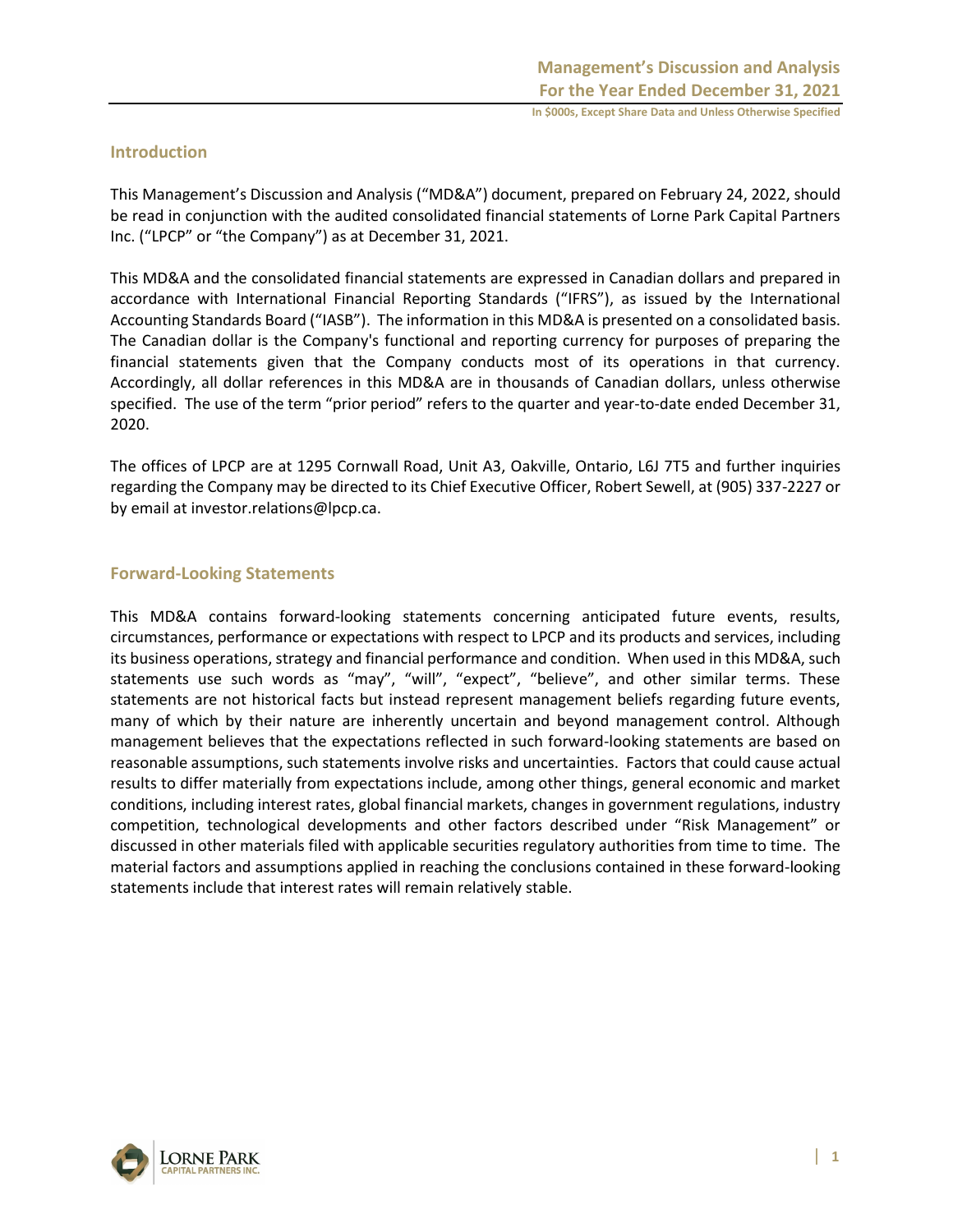## Introduction

This Management's Discussion and Analysis ("MD&A") document, prepared on February 24, 2022, should be read in conjunction with the audited consolidated financial statements of Lorne Park Capital Partners Inc. ("LPCP" or "the Company") as at December 31, 2021.

This MD&A and the consolidated financial statements are expressed in Canadian dollars and prepared in accordance with International Financial Reporting Standards ("IFRS"), as issued by the International Accounting Standards Board ("IASB"). The information in this MD&A is presented on a consolidated basis. The Canadian dollar is the Company's functional and reporting currency for purposes of preparing the financial statements given that the Company conducts most of its operations in that currency. Accordingly, all dollar references in this MD&A are in thousands of Canadian dollars, unless otherwise specified. The use of the term "prior period" refers to the quarter and year-to-date ended December 31, 2020.

The offices of LPCP are at 1295 Cornwall Road, Unit A3, Oakville, Ontario, L6J 7T5 and further inquiries regarding the Company may be directed to its Chief Executive Officer, Robert Sewell, at (905) 337-2227 or by email at investor.relations@lpcp.ca.

## Forward-Looking Statements

This MD&A contains forward-looking statements concerning anticipated future events, results, circumstances, performance or expectations with respect to LPCP and its products and services, including its business operations, strategy and financial performance and condition. When used in this MD&A, such statements use such words as "may", "will", "expect", "believe", and other similar terms. These statements are not historical facts but instead represent management beliefs regarding future events, many of which by their nature are inherently uncertain and beyond management control. Although management believes that the expectations reflected in such forward-looking statements are based on reasonable assumptions, such statements involve risks and uncertainties. Factors that could cause actual results to differ materially from expectations include, among other things, general economic and market conditions, including interest rates, global financial markets, changes in government regulations, industry competition, technological developments and other factors described under "Risk Management" or discussed in other materials filed with applicable securities regulatory authorities from time to time. The material factors and assumptions applied in reaching the conclusions contained in these forward-looking statements include that interest rates will remain relatively stable.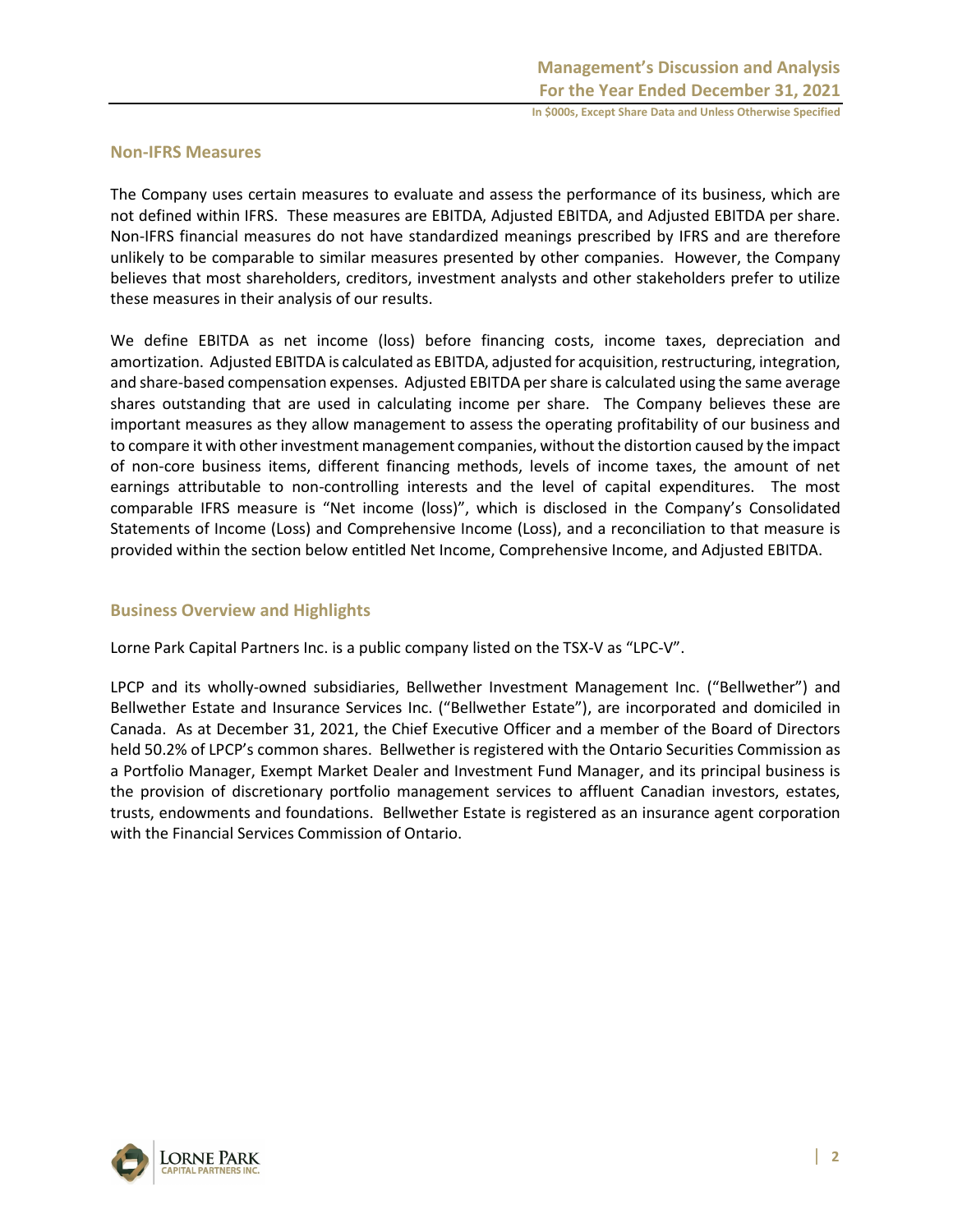## Non-IFRS Measures

The Company uses certain measures to evaluate and assess the performance of its business, which are not defined within IFRS. These measures are EBITDA, Adjusted EBITDA, and Adjusted EBITDA per share. Non-IFRS financial measures do not have standardized meanings prescribed by IFRS and are therefore unlikely to be comparable to similar measures presented by other companies. However, the Company believes that most shareholders, creditors, investment analysts and other stakeholders prefer to utilize these measures in their analysis of our results.

We define EBITDA as net income (loss) before financing costs, income taxes, depreciation and amortization. Adjusted EBITDA is calculated as EBITDA, adjusted for acquisition, restructuring, integration, and share-based compensation expenses. Adjusted EBITDA per share is calculated using the same average shares outstanding that are used in calculating income per share. The Company believes these are important measures as they allow management to assess the operating profitability of our business and to compare it with other investment management companies, without the distortion caused by the impact of non-core business items, different financing methods, levels of income taxes, the amount of net earnings attributable to non-controlling interests and the level of capital expenditures. The most comparable IFRS measure is "Net income (loss)", which is disclosed in the Company's Consolidated Statements of Income (Loss) and Comprehensive Income (Loss), and a reconciliation to that measure is provided within the section below entitled Net Income, Comprehensive Income, and Adjusted EBITDA.

## Business Overview and Highlights

Lorne Park Capital Partners Inc. is a public company listed on the TSX-V as "LPC-V".

LPCP and its wholly-owned subsidiaries, Bellwether Investment Management Inc. ("Bellwether") and Bellwether Estate and Insurance Services Inc. ("Bellwether Estate"), are incorporated and domiciled in Canada. As at December 31, 2021, the Chief Executive Officer and a member of the Board of Directors held 50.2% of LPCP's common shares. Bellwether is registered with the Ontario Securities Commission as a Portfolio Manager, Exempt Market Dealer and Investment Fund Manager, and its principal business is the provision of discretionary portfolio management services to affluent Canadian investors, estates, trusts, endowments and foundations. Bellwether Estate is registered as an insurance agent corporation with the Financial Services Commission of Ontario.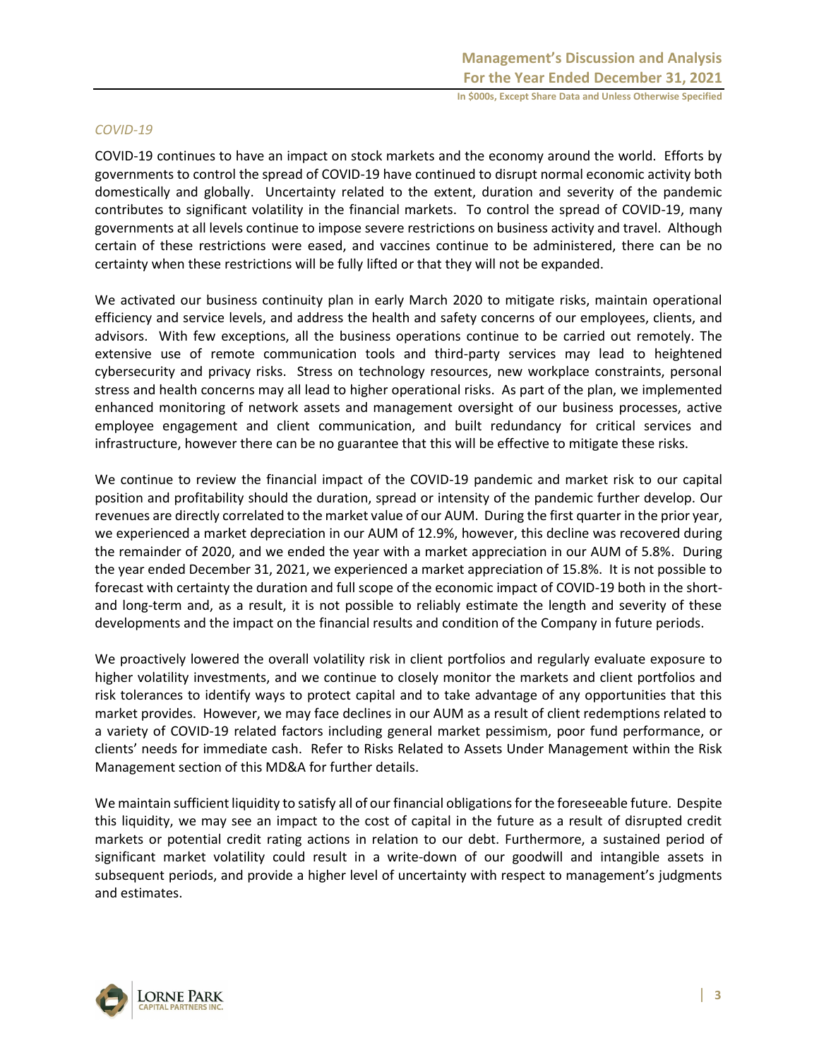*COVID-19*

COVID-19 continues to have an impact on stock markets and the economy around the world. Efforts by governments to control the spread of COVID-19 have continued to disrupt normal economic activity both domestically and globally. Uncertainty related to the extent, duration and severity of the pandemic contributes to significant volatility in the financial markets. To control the spread of COVID-19, many governments at all levels continue to impose severe restrictions on business activity and travel. Although certain of these restrictions were eased, and vaccines continue to be administered, there can be no certainty when these restrictions will be fully lifted or that they will not be expanded.

We activated our business continuity plan in early March 2020 to mitigate risks, maintain operational efficiency and service levels, and address the health and safety concerns of our employees, clients, and advisors. With few exceptions, all the business operations continue to be carried out remotely. The extensive use of remote communication tools and third-party services may lead to heightened cybersecurity and privacy risks. Stress on technology resources, new workplace constraints, personal stress and health concerns may all lead to higher operational risks. As part of the plan, we implemented enhanced monitoring of network assets and management oversight of our business processes, active employee engagement and client communication, and built redundancy for critical services and infrastructure, however there can be no guarantee that this will be effective to mitigate these risks.

We continue to review the financial impact of the COVID-19 pandemic and market risk to our capital position and profitability should the duration, spread or intensity of the pandemic further develop. Our revenues are directly correlated to the market value of our AUM. During the first quarter in the prior year, we experienced a market depreciation in our AUM of 12.9%, however, this decline was recovered during the remainder of 2020, and we ended the year with a market appreciation in our AUM of 5.8%. During the year ended December 31, 2021, we experienced a market appreciation of 15.8%. It is not possible to forecast with certainty the duration and full scope of the economic impact of COVID-19 both in the short- and long-term and, as a result, it is not possible to reliably estimate the length and severity of these developments and the impact on the financial results and condition of the Company in future periods.

We proactively lowered the overall volatility risk in client portfolios and regularly evaluate exposure to higher volatility investments, and we continue to closely monitor the markets and client portfolios and risk tolerances to identify ways to protect capital and to take advantage of any opportunities that this market provides. However, we may face declines in our AUM as a result of client redemptions related to a variety of COVID-19 related factors including general market pessimism, poor fund performance, or clients' needs for immediate cash. Refer to Risks Related to Assets Under Management within the Risk Management section of this MD&A for further details.

We maintain sufficient liquidity to satisfy all of our financial obligations for the foreseeable future. Despite this liquidity, we may see an impact to the cost of capital in the future as a result of disrupted credit markets or potential credit rating actions in relation to our debt. Furthermore, a sustained period of significant market volatility could result in a write-down of our goodwill and intangible assets in subsequent periods, and provide a higher level of uncertainty with respect to management's judgments and estimates.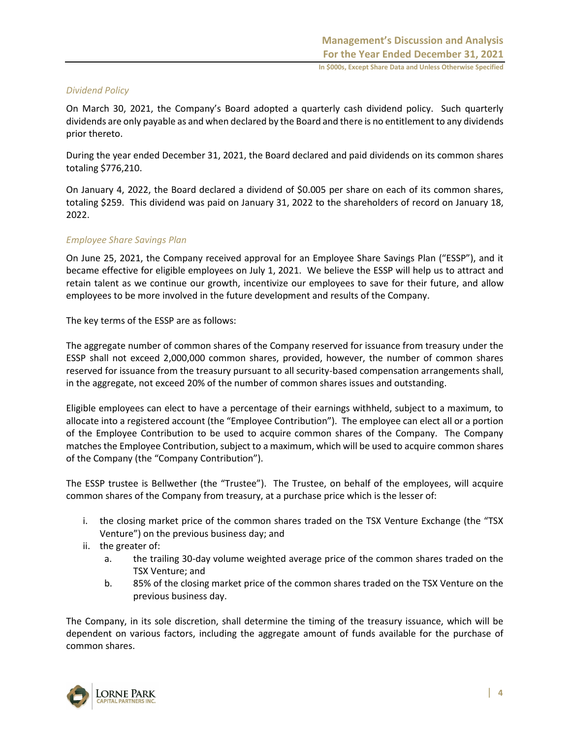*Dividend Policy*

On March 30, 2021, the Company's Board adopted a quarterly cash dividend policy. Such quarterly dividends are only payable as and when declared by the Board and there is no entitlement to any dividends prior thereto.

During the year ended December 31, 2021, the Board declared and paid dividends on its common shares totaling $776,210.

On January 4, 2022, the Board declared a dividend of $0.005 per share on each of its common shares, totaling $259. This dividend was paid on January 31, 2022 to the shareholders of record on January 18, 2022.

*Employee Share Savings Plan*

On June 25, 2021, the Company received approval for an Employee Share Savings Plan ("ESSP"), and it became effective for eligible employees on July 1, 2021. We believe the ESSP will help us to attract and retain talent as we continue our growth, incentivize our employees to save for their future, and allow employees to be more involved in the future development and results of the Company.

The key terms of the ESSP are as follows:

The aggregate number of common shares of the Company reserved for issuance from treasury under the ESSP shall not exceed 2,000,000 common shares, provided, however, the number of common shares reserved for issuance from the treasury pursuant to all security-based compensation arrangements shall, in the aggregate, not exceed 20% of the number of common shares issues and outstanding.

Eligible employees can elect to have a percentage of their earnings withheld, subject to a maximum, to allocate into a registered account (the "Employee Contribution"). The employee can elect all or a portion of the Employee Contribution to be used to acquire common shares of the Company. The Company matches the Employee Contribution, subject to a maximum, which will be used to acquire common shares of the Company (the "Company Contribution").

The ESSP trustee is Bellwether (the "Trustee"). The Trustee, on behalf of the employees, will acquire common shares of the Company from treasury, at a purchase price which is the lesser of:

i. the closing market price of the common shares traded on the TSX Venture Exchange (the "TSX Venture") on the previous business day; and
ii. the greater of:
    a. the trailing 30-day volume weighted average price of the common shares traded on the TSX Venture; and
    b. 85% of the closing market price of the common shares traded on the TSX Venture on the previous business day.

The Company, in its sole discretion, shall determine the timing of the treasury issuance, which will be dependent on various factors, including the aggregate amount of funds available for the purchase of common shares.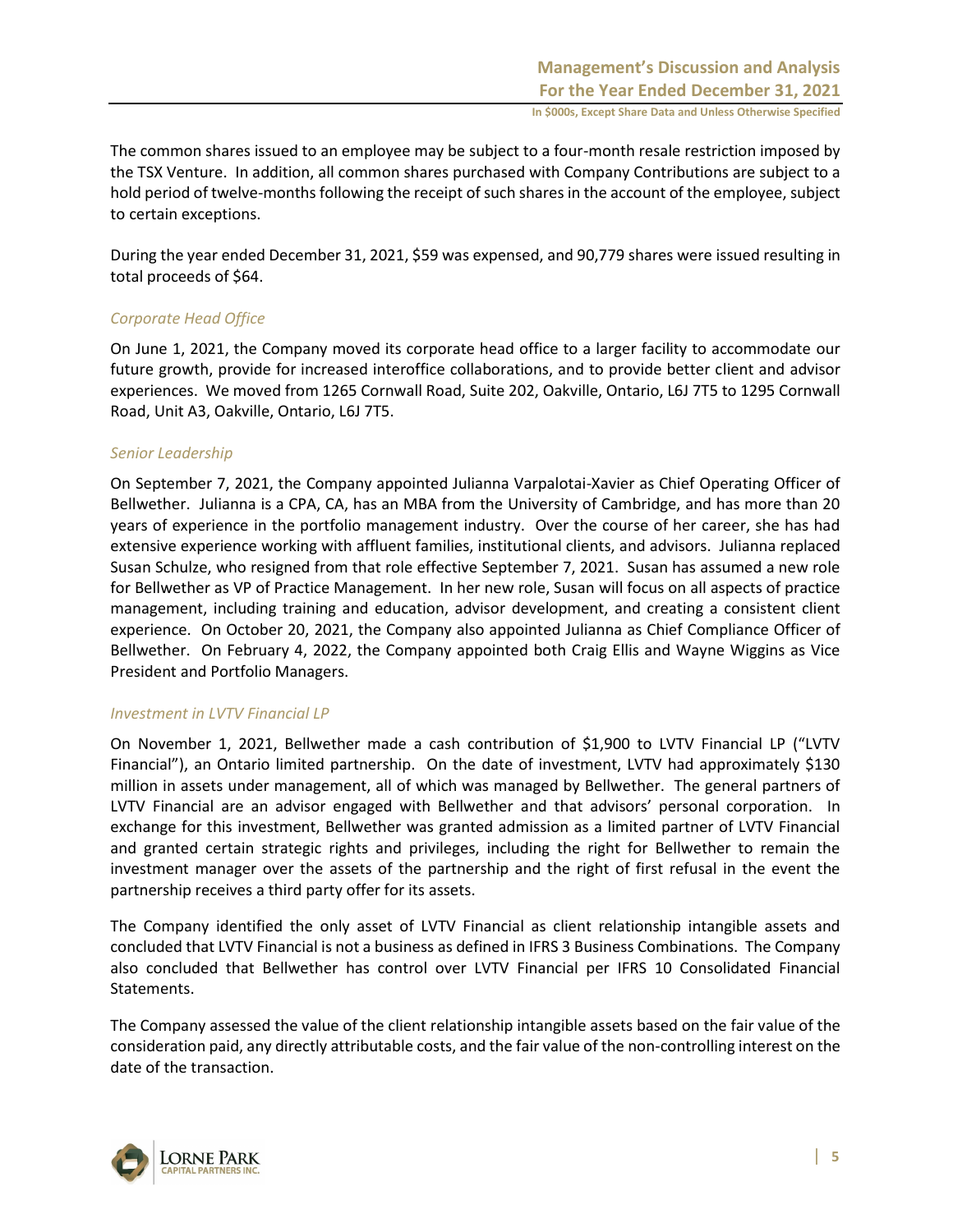The common shares issued to an employee may be subject to a four-month resale restriction imposed by the TSX Venture. In addition, all common shares purchased with Company Contributions are subject to a hold period of twelve-months following the receipt of such shares in the account of the employee, subject to certain exceptions.

During the year ended December 31, 2021, $59 was expensed, and 90,779 shares were issued resulting in total proceeds of $64.

*Corporate Head Office*

On June 1, 2021, the Company moved its corporate head office to a larger facility to accommodate our future growth, provide for increased interoffice collaborations, and to provide better client and advisor experiences. We moved from 1265 Cornwall Road, Suite 202, Oakville, Ontario, L6J 7T5 to 1295 Cornwall Road, Unit A3, Oakville, Ontario, L6J 7T5.

*Senior Leadership*

On September 7, 2021, the Company appointed Julianna Varpalotai-Xavier as Chief Operating Officer of Bellwether. Julianna is a CPA, CA, has an MBA from the University of Cambridge, and has more than 20 years of experience in the portfolio management industry. Over the course of her career, she has had extensive experience working with affluent families, institutional clients, and advisors. Julianna replaced Susan Schulze, who resigned from that role effective September 7, 2021. Susan has assumed a new role for Bellwether as VP of Practice Management. In her new role, Susan will focus on all aspects of practice management, including training and education, advisor development, and creating a consistent client experience. On October 20, 2021, the Company also appointed Julianna as Chief Compliance Officer of Bellwether. On February 4, 2022, the Company appointed both Craig Ellis and Wayne Wiggins as Vice President and Portfolio Managers.

*Investment in LVTV Financial LP*

On November 1, 2021, Bellwether made a cash contribution of $1,900 to LVTV Financial LP ("LVTV Financial"), an Ontario limited partnership. On the date of investment, LVTV had approximately $130 million in assets under management, all of which was managed by Bellwether. The general partners of LVTV Financial are an advisor engaged with Bellwether and that advisors' personal corporation. In exchange for this investment, Bellwether was granted admission as a limited partner of LVTV Financial and granted certain strategic rights and privileges, including the right for Bellwether to remain the investment manager over the assets of the partnership and the right of first refusal in the event the partnership receives a third party offer for its assets.

The Company identified the only asset of LVTV Financial as client relationship intangible assets and concluded that LVTV Financial is not a business as defined in IFRS 3 Business Combinations. The Company also concluded that Bellwether has control over LVTV Financial per IFRS 10 Consolidated Financial Statements.

The Company assessed the value of the client relationship intangible assets based on the fair value of the consideration paid, any directly attributable costs, and the fair value of the non-controlling interest on the date of the transaction.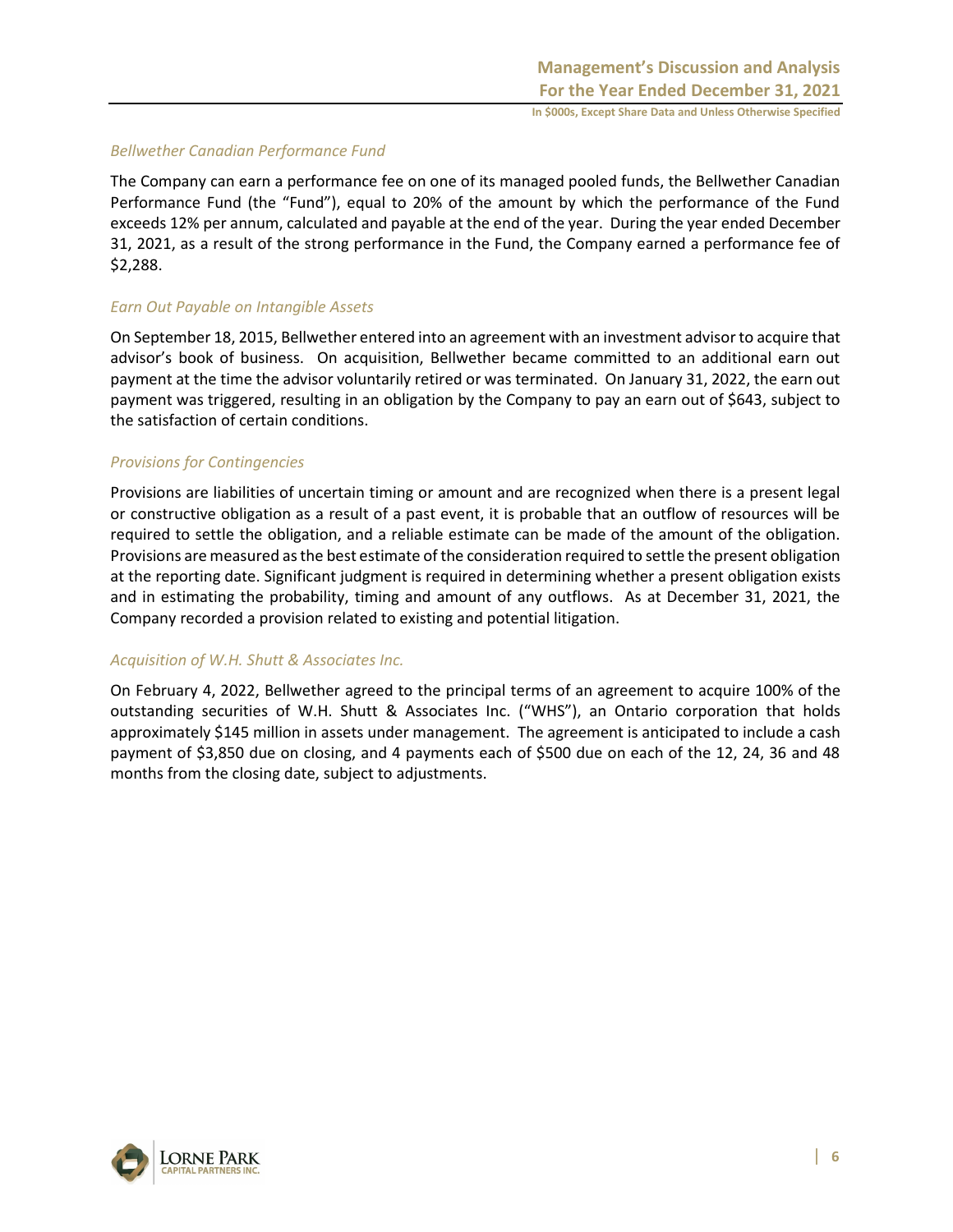*Bellwether Canadian Performance Fund*

The Company can earn a performance fee on one of its managed pooled funds, the Bellwether Canadian Performance Fund (the "Fund"), equal to 20% of the amount by which the performance of the Fund exceeds 12% per annum, calculated and payable at the end of the year. During the year ended December 31, 2021, as a result of the strong performance in the Fund, the Company earned a performance fee of \$2,288.

*Earn Out Payable on Intangible Assets*

On September 18, 2015, Bellwether entered into an agreement with an investment advisor to acquire that advisor's book of business. On acquisition, Bellwether became committed to an additional earn out payment at the time the advisor voluntarily retired or was terminated. On January 31, 2022, the earn out payment was triggered, resulting in an obligation by the Company to pay an earn out of \$643, subject to the satisfaction of certain conditions.

*Provisions for Contingencies*

Provisions are liabilities of uncertain timing or amount and are recognized when there is a present legal or constructive obligation as a result of a past event, it is probable that an outflow of resources will be required to settle the obligation, and a reliable estimate can be made of the amount of the obligation. Provisions are measured as the best estimate of the consideration required to settle the present obligation at the reporting date. Significant judgment is required in determining whether a present obligation exists and in estimating the probability, timing and amount of any outflows. As at December 31, 2021, the Company recorded a provision related to existing and potential litigation.

*Acquisition of W.H. Shutt & Associates Inc.*

On February 4, 2022, Bellwether agreed to the principal terms of an agreement to acquire 100% of the outstanding securities of W.H. Shutt & Associates Inc. ("WHS"), an Ontario corporation that holds approximately \$145 million in assets under management. The agreement is anticipated to include a cash payment of \$3,850 due on closing, and 4 payments each of \$500 due on each of the 12, 24, 36 and 48 months from the closing date, subject to adjustments.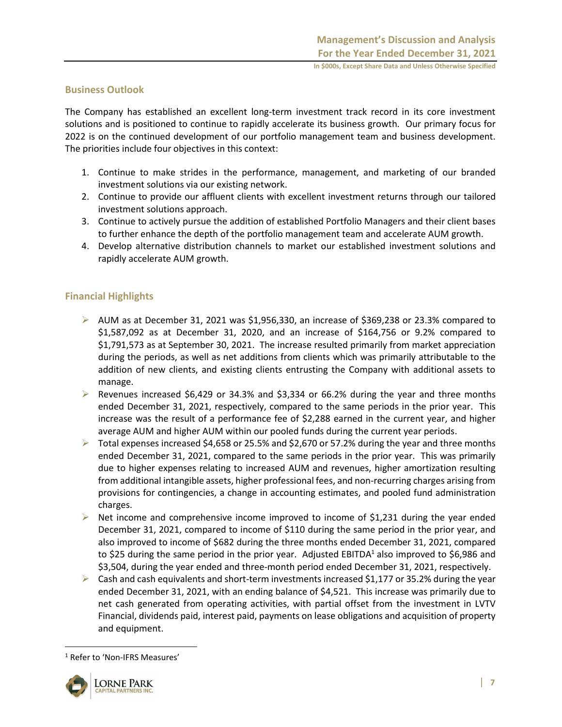## Business Outlook

The Company has established an excellent long-term investment track record in its core investment solutions and is positioned to continue to rapidly accelerate its business growth. Our primary focus for 2022 is on the continued development of our portfolio management team and business development. The priorities include four objectives in this context:

1. Continue to make strides in the performance, management, and marketing of our branded investment solutions via our existing network.
2. Continue to provide our affluent clients with excellent investment returns through our tailored investment solutions approach.
3. Continue to actively pursue the addition of established Portfolio Managers and their client bases to further enhance the depth of the portfolio management team and accelerate AUM growth.
4. Develop alternative distribution channels to market our established investment solutions and rapidly accelerate AUM growth.

## Financial Highlights

- AUM as at December 31, 2021 was $1,956,330, an increase of $369,238 or 23.3% compared to $1,587,092 as at December 31, 2020, and an increase of $164,756 or 9.2% compared to $1,791,573 as at September 30, 2021. The increase resulted primarily from market appreciation during the periods, as well as net additions from clients which was primarily attributable to the addition of new clients, and existing clients entrusting the Company with additional assets to manage.
- Revenues increased $6,429 or 34.3% and $3,334 or 66.2% during the year and three months ended December 31, 2021, respectively, compared to the same periods in the prior year. This increase was the result of a performance fee of $2,288 earned in the current year, and higher average AUM and higher AUM within our pooled funds during the current year periods.
- Total expenses increased $4,658 or 25.5% and $2,670 or 57.2% during the year and three months ended December 31, 2021, compared to the same periods in the prior year. This was primarily due to higher expenses relating to increased AUM and revenues, higher amortization resulting from additional intangible assets, higher professional fees, and non-recurring charges arising from provisions for contingencies, a change in accounting estimates, and pooled fund administration charges.
- Net income and comprehensive income improved to income of $1,231 during the year ended December 31, 2021, compared to income of $110 during the same period in the prior year, and also improved to income of $682 during the three months ended December 31, 2021, compared to $25 during the same period in the prior year. Adjusted EBITDA[1] also improved to $6,986 and $3,504, during the year ended and three-month period ended December 31, 2021, respectively.
- Cash and cash equivalents and short-term investments increased $1,177 or 35.2% during the year ended December 31, 2021, with an ending balance of $4,521. This increase was primarily due to net cash generated from operating activities, with partial offset from the investment in LVTV Financial, dividends paid, interest paid, payments on lease obligations and acquisition of property and equipment.

[1] Refer to 'Non-IFRS Measures'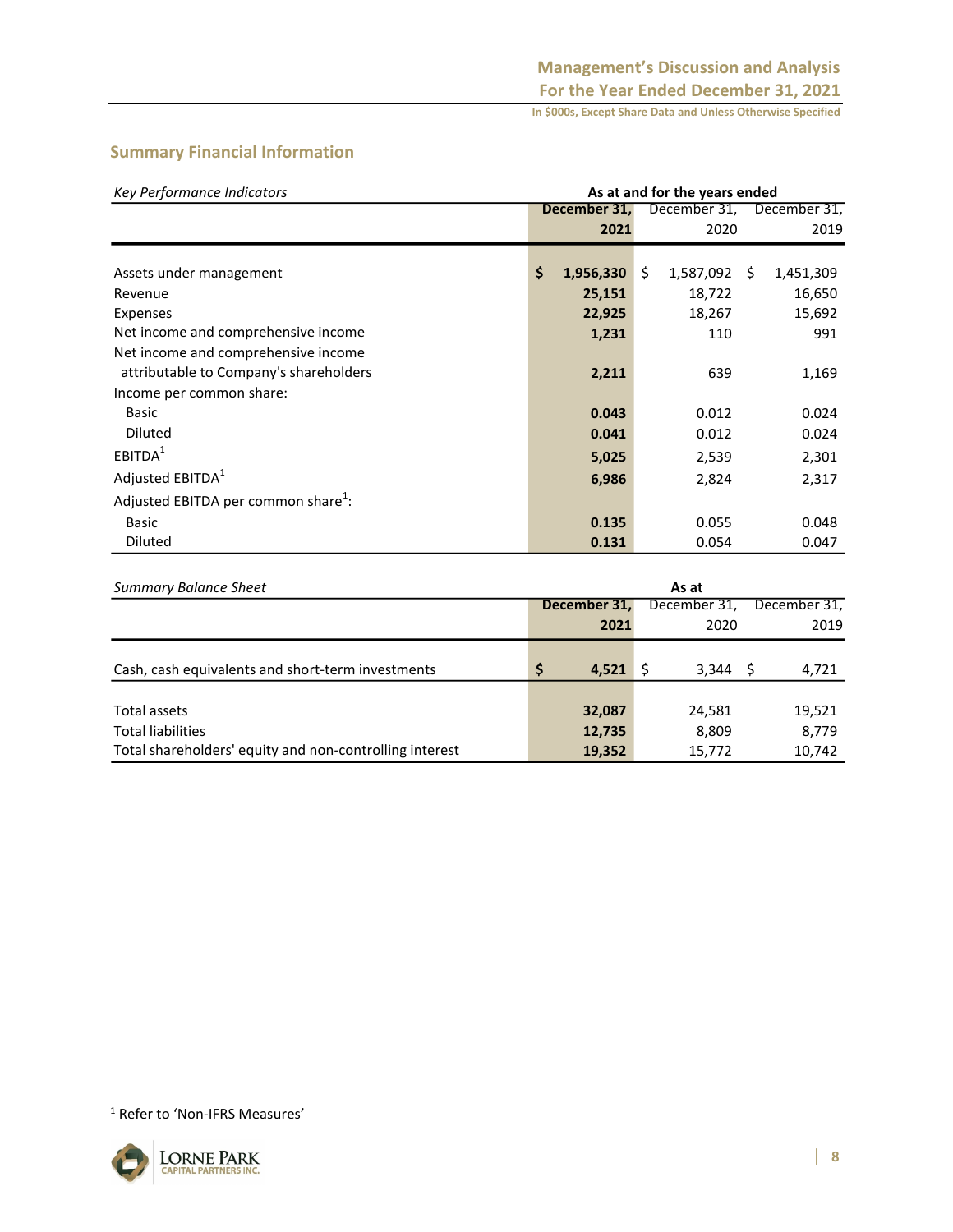## Summary Financial Information

| *Key Performance Indicators* | As at and for the years ended | | |
|---|---|---|---|
| | **December 31, 2021** | December 31, 2020 | December 31, 2019 |
| Assets under management | **$ 1,956,330** | $ 1,587,092 | $ 1,451,309 |
| Revenue | **25,151** | 18,722 | 16,650 |
| Expenses | **22,925** | 18,267 | 15,692 |
| Net income and comprehensive income | **1,231** | 110 | 991 |
| Net income and comprehensive income attributable to Company's shareholders | **2,211** | 639 | 1,169 |
| Income per common share: | | | |
| Basic | **0.043** | 0.012 | 0.024 |
| Diluted | **0.041** | 0.012 | 0.024 |
| EBITDA[1] | **5,025** | 2,539 | 2,301 |
| Adjusted EBITDA[1] | **6,986** | 2,824 | 2,317 |
| Adjusted EBITDA per common share[1]: | | | |
| Basic | **0.135** | 0.055 | 0.048 |
| Diluted | **0.131** | 0.054 | 0.047 |

| *Summary Balance Sheet* | As at | | |
|---|---|---|---|
| | **December 31, 2021** | December 31, 2020 | December 31, 2019 |
| Cash, cash equivalents and short-term investments | **$ 4,521** | $ 3,344 | $ 4,721 |
| Total assets | **32,087** | 24,581 | 19,521 |
| Total liabilities | **12,735** | 8,809 | 8,779 |
| Total shareholders' equity and non-controlling interest | **19,352** | 15,772 | 10,742 |

[1] Refer to 'Non-IFRS Measures'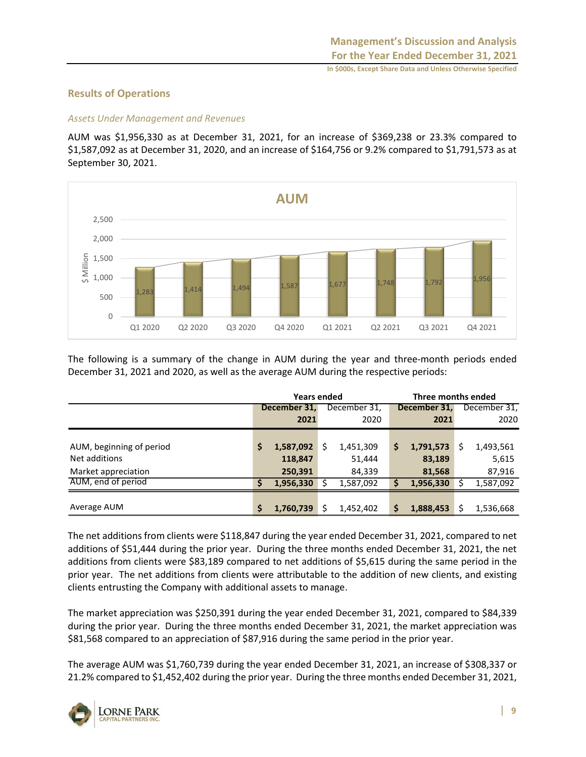## Results of Operations

### *Assets Under Management and Revenues*

AUM was $1,956,330 as at December 31, 2021, for an increase of $369,238 or 23.3% compared to $1,587,092 as at December 31, 2020, and an increase of $164,756 or 9.2% compared to $1,791,573 as at September 30, 2021.

The following is a summary of the change in AUM during the year and three-month periods ended December 31, 2021 and 2020, as well as the average AUM during the respective periods:

| | Years ended | | Three months ended | |
|---|---|---|---|---|
| | **December 31, 2021** | December 31, 2020 | **December 31, 2021** | December 31, 2020 |
| AUM, beginning of period | **$ 1,587,092** | $ 1,451,309 | **$ 1,791,573** | $ 1,493,561 |
| Net additions | **118,847** | 51,444 | **83,189** | 5,615 |
| Market appreciation | **250,391** | 84,339 | **81,568** | 87,916 |
| AUM, end of period | **$ 1,956,330** | $ 1,587,092 | **$ 1,956,330** | $ 1,587,092 |
| Average AUM | **$ 1,760,739** | $ 1,452,402 | **$ 1,888,453** | $ 1,536,668 |

The net additions from clients were $118,847 during the year ended December 31, 2021, compared to net additions of $51,444 during the prior year. During the three months ended December 31, 2021, the net additions from clients were $83,189 compared to net additions of $5,615 during the same period in the prior year. The net additions from clients were attributable to the addition of new clients, and existing clients entrusting the Company with additional assets to manage.

The market appreciation was $250,391 during the year ended December 31, 2021, compared to $84,339 during the prior year. During the three months ended December 31, 2021, the market appreciation was $81,568 compared to an appreciation of $87,916 during the same period in the prior year.

The average AUM was $1,760,739 during the year ended December 31, 2021, an increase of $308,337 or 21.2% compared to $1,452,402 during the prior year. During the three months ended December 31, 2021,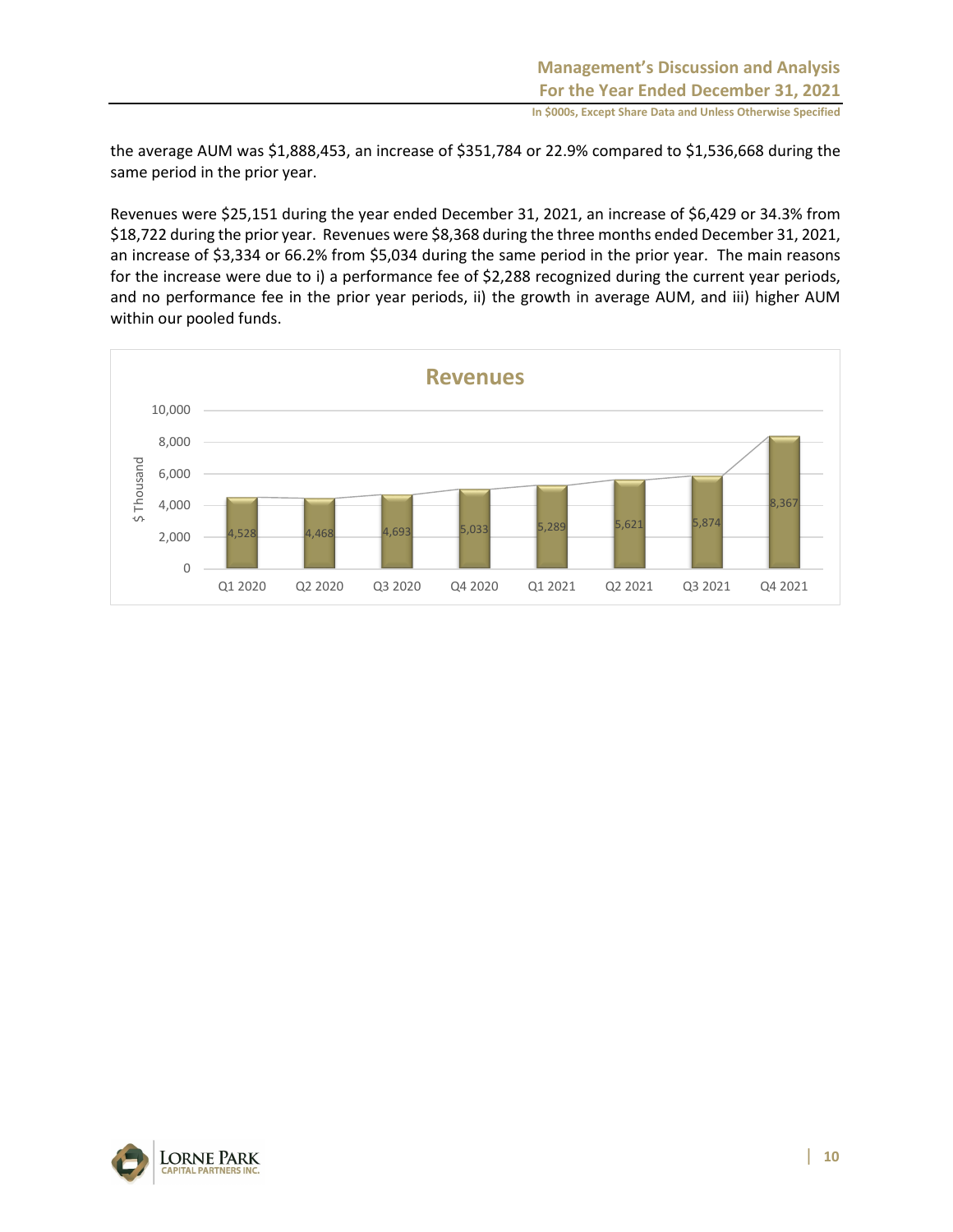the average AUM was $1,888,453, an increase of $351,784 or 22.9% compared to $1,536,668 during the same period in the prior year.

Revenues were $25,151 during the year ended December 31, 2021, an increase of $6,429 or 34.3% from $18,722 during the prior year. Revenues were $8,368 during the three months ended December 31, 2021, an increase of $3,334 or 66.2% from $5,034 during the same period in the prior year. The main reasons for the increase were due to i) a performance fee of $2,288 recognized during the current year periods, and no performance fee in the prior year periods, ii) the growth in average AUM, and iii) higher AUM within our pooled funds.

**Revenues**

| Quarter | $ Thousand |
|---|---|
| Q1 2020 | 4,528 |
| Q2 2020 | 4,468 |
| Q3 2020 | 4,693 |
| Q4 2020 | 5,033 |
| Q1 2021 | 5,289 |
| Q2 2021 | 5,621 |
| Q3 2021 | 5,874 |
| Q4 2021 | 8,367 |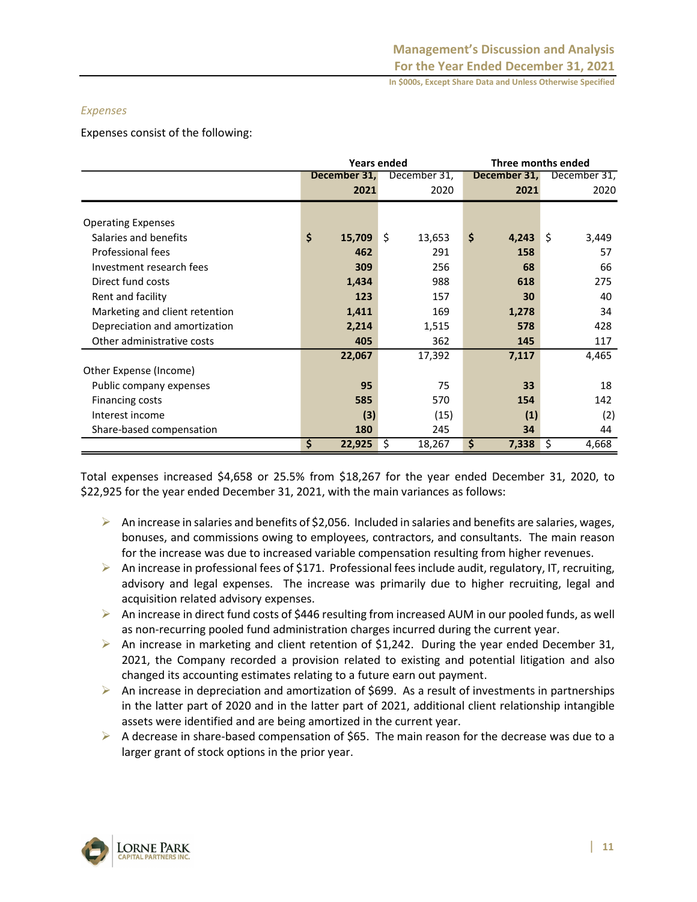*Expenses*

Expenses consist of the following:

| | Years ended | | Three months ended | |
|---|---|---|---|---|
| | **December 31, 2021** | December 31, 2020 | **December 31, 2021** | December 31, 2020 |
| Operating Expenses | | | | |
| Salaries and benefits | **$ 15,709** | $ 13,653 | **$ 4,243** | $ 3,449 |
| Professional fees | **462** | 291 | **158** | 57 |
| Investment research fees | **309** | 256 | **68** | 66 |
| Direct fund costs | **1,434** | 988 | **618** | 275 |
| Rent and facility | **123** | 157 | **30** | 40 |
| Marketing and client retention | **1,411** | 169 | **1,278** | 34 |
| Depreciation and amortization | **2,214** | 1,515 | **578** | 428 |
| Other administrative costs | **405** | 362 | **145** | 117 |
| | **22,067** | 17,392 | **7,117** | 4,465 |
| Other Expense (Income) | | | | |
| Public company expenses | **95** | 75 | **33** | 18 |
| Financing costs | **585** | 570 | **154** | 142 |
| Interest income | **(3)** | (15) | **(1)** | (2) |
| Share-based compensation | **180** | 245 | **34** | 44 |
| | **$ 22,925** | $ 18,267 | **$ 7,338** | $ 4,668 |

Total expenses increased $4,658 or 25.5% from $18,267 for the year ended December 31, 2020, to $22,925 for the year ended December 31, 2021, with the main variances as follows:

- An increase in salaries and benefits of $2,056. Included in salaries and benefits are salaries, wages, bonuses, and commissions owing to employees, contractors, and consultants. The main reason for the increase was due to increased variable compensation resulting from higher revenues.
- An increase in professional fees of $171. Professional fees include audit, regulatory, IT, recruiting, advisory and legal expenses. The increase was primarily due to higher recruiting, legal and acquisition related advisory expenses.
- An increase in direct fund costs of $446 resulting from increased AUM in our pooled funds, as well as non-recurring pooled fund administration charges incurred during the current year.
- An increase in marketing and client retention of $1,242. During the year ended December 31, 2021, the Company recorded a provision related to existing and potential litigation and also changed its accounting estimates relating to a future earn out payment.
- An increase in depreciation and amortization of $699. As a result of investments in partnerships in the latter part of 2020 and in the latter part of 2021, additional client relationship intangible assets were identified and are being amortized in the current year.
- A decrease in share-based compensation of $65. The main reason for the decrease was due to a larger grant of stock options in the prior year.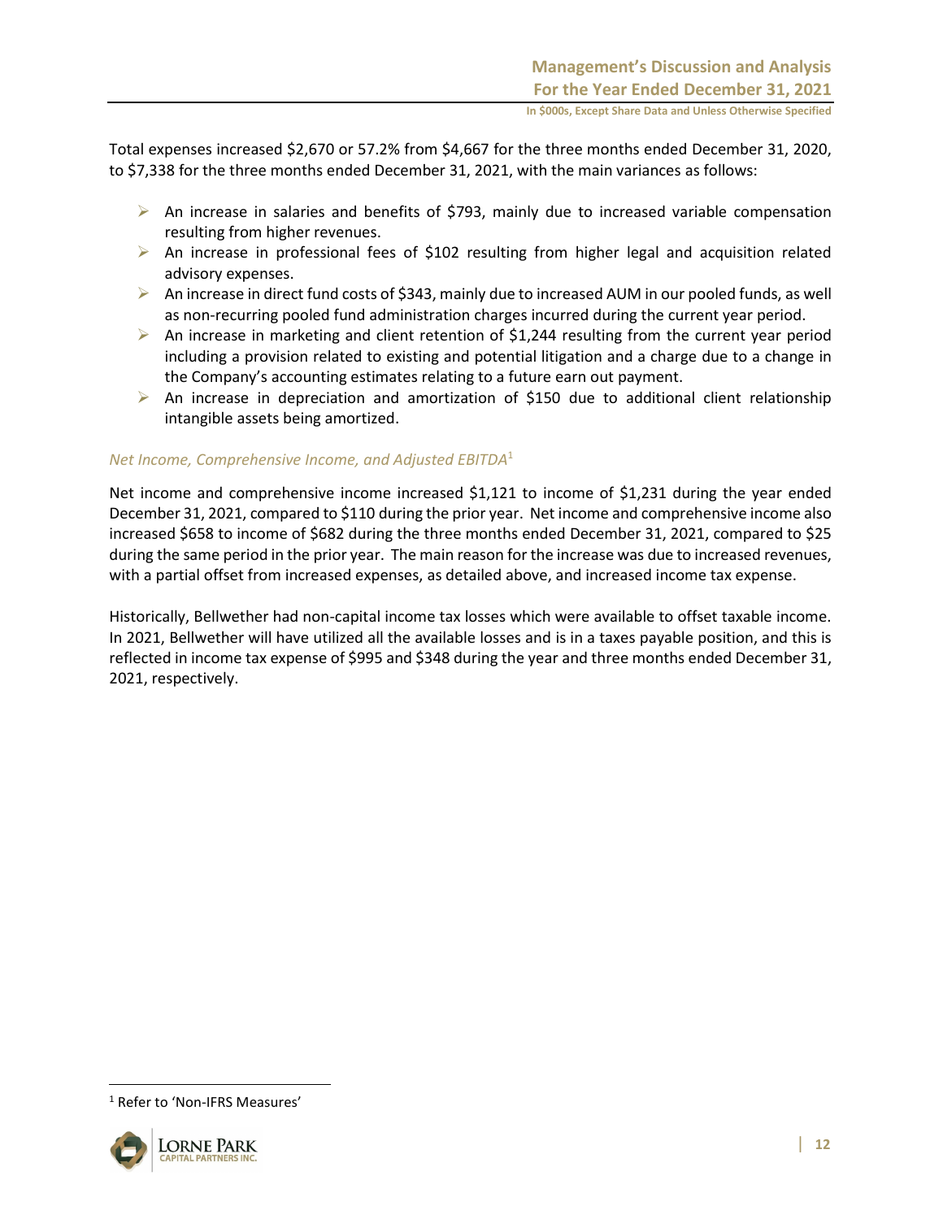Total expenses increased $2,670 or 57.2% from $4,667 for the three months ended December 31, 2020, to $7,338 for the three months ended December 31, 2021, with the main variances as follows:

- An increase in salaries and benefits of $793, mainly due to increased variable compensation resulting from higher revenues.
- An increase in professional fees of $102 resulting from higher legal and acquisition related advisory expenses.
- An increase in direct fund costs of $343, mainly due to increased AUM in our pooled funds, as well as non-recurring pooled fund administration charges incurred during the current year period.
- An increase in marketing and client retention of $1,244 resulting from the current year period including a provision related to existing and potential litigation and a charge due to a change in the Company's accounting estimates relating to a future earn out payment.
- An increase in depreciation and amortization of $150 due to additional client relationship intangible assets being amortized.

*Net Income, Comprehensive Income, and Adjusted EBITDA*[1]

Net income and comprehensive income increased $1,121 to income of $1,231 during the year ended December 31, 2021, compared to $110 during the prior year. Net income and comprehensive income also increased $658 to income of $682 during the three months ended December 31, 2021, compared to $25 during the same period in the prior year. The main reason for the increase was due to increased revenues, with a partial offset from increased expenses, as detailed above, and increased income tax expense.

Historically, Bellwether had non-capital income tax losses which were available to offset taxable income. In 2021, Bellwether will have utilized all the available losses and is in a taxes payable position, and this is reflected in income tax expense of $995 and $348 during the year and three months ended December 31, 2021, respectively.

[1] Refer to 'Non-IFRS Measures'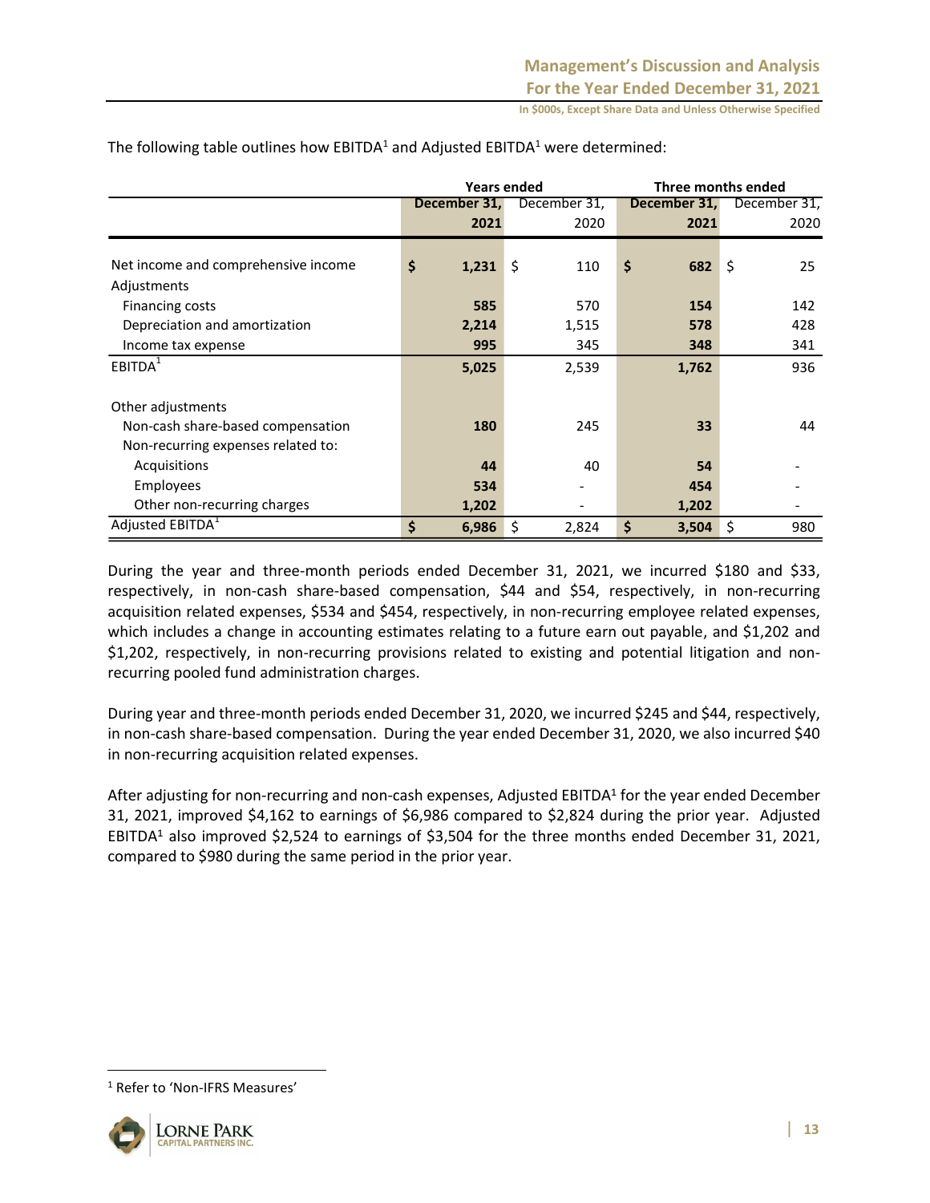The following table outlines how EBITDA[1] and Adjusted EBITDA[1] were determined:

| | Years ended | | Three months ended | |
|---|---|---|---|---|
| | **December 31, 2021** | December 31, 2020 | **December 31, 2021** | December 31, 2020 |
| Net income and comprehensive income | **$ 1,231** | $ 110 | **$ 682** | $ 25 |
| Adjustments | | | | |
| Financing costs | **585** | 570 | **154** | 142 |
| Depreciation and amortization | **2,214** | 1,515 | **578** | 428 |
| Income tax expense | **995** | 345 | **348** | 341 |
| EBITDA[1] | **5,025** | 2,539 | **1,762** | 936 |
| Other adjustments | | | | |
| Non-cash share-based compensation | **180** | 245 | **33** | 44 |
| Non-recurring expenses related to: | | | | |
| Acquisitions | **44** | 40 | **54** | - |
| Employees | **534** | - | **454** | - |
| Other non-recurring charges | **1,202** | - | **1,202** | - |
| Adjusted EBITDA[1] | **$ 6,986** | $ 2,824 | **$ 3,504** | $ 980 |

During the year and three-month periods ended December 31, 2021, we incurred $180 and $33, respectively, in non-cash share-based compensation, $44 and $54, respectively, in non-recurring acquisition related expenses, $534 and $454, respectively, in non-recurring employee related expenses, which includes a change in accounting estimates relating to a future earn out payable, and $1,202 and $1,202, respectively, in non-recurring provisions related to existing and potential litigation and non-recurring pooled fund administration charges.

During year and three-month periods ended December 31, 2020, we incurred $245 and $44, respectively, in non-cash share-based compensation. During the year ended December 31, 2020, we also incurred $40 in non-recurring acquisition related expenses.

After adjusting for non-recurring and non-cash expenses, Adjusted EBITDA[1] for the year ended December 31, 2021, improved $4,162 to earnings of $6,986 compared to $2,824 during the prior year. Adjusted EBITDA[1] also improved $2,524 to earnings of $3,504 for the three months ended December 31, 2021, compared to $980 during the same period in the prior year.

[1] Refer to 'Non-IFRS Measures'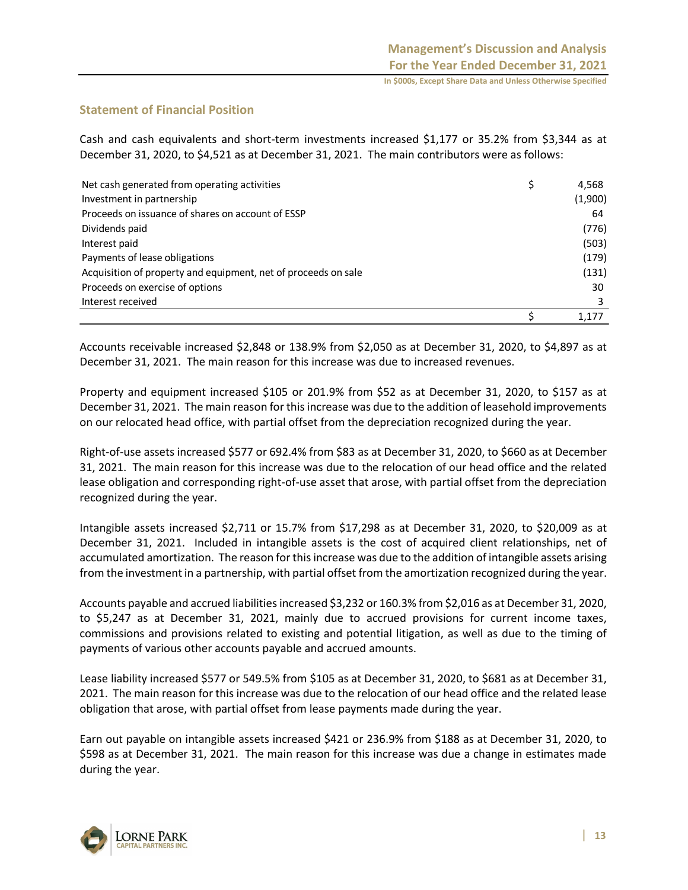## Statement of Financial Position

Cash and cash equivalents and short-term investments increased $1,177 or 35.2% from $3,344 as at December 31, 2020, to $4,521 as at December 31, 2021. The main contributors were as follows:

| | | |
|---|---|---|
| Net cash generated from operating activities | $ | 4,568 |
| Investment in partnership | | (1,900) |
| Proceeds on issuance of shares on account of ESSP | | 64 |
| Dividends paid | | (776) |
| Interest paid | | (503) |
| Payments of lease obligations | | (179) |
| Acquisition of property and equipment, net of proceeds on sale | | (131) |
| Proceeds on exercise of options | | 30 |
| Interest received | | 3 |
| | $ | 1,177 |

Accounts receivable increased $2,848 or 138.9% from $2,050 as at December 31, 2020, to $4,897 as at December 31, 2021. The main reason for this increase was due to increased revenues.

Property and equipment increased $105 or 201.9% from $52 as at December 31, 2020, to $157 as at December 31, 2021. The main reason for this increase was due to the addition of leasehold improvements on our relocated head office, with partial offset from the depreciation recognized during the year.

Right-of-use assets increased $577 or 692.4% from $83 as at December 31, 2020, to $660 as at December 31, 2021. The main reason for this increase was due to the relocation of our head office and the related lease obligation and corresponding right-of-use asset that arose, with partial offset from the depreciation recognized during the year.

Intangible assets increased $2,711 or 15.7% from $17,298 as at December 31, 2020, to $20,009 as at December 31, 2021. Included in intangible assets is the cost of acquired client relationships, net of accumulated amortization. The reason for this increase was due to the addition of intangible assets arising from the investment in a partnership, with partial offset from the amortization recognized during the year.

Accounts payable and accrued liabilities increased $3,232 or 160.3% from $2,016 as at December 31, 2020, to $5,247 as at December 31, 2021, mainly due to accrued provisions for current income taxes, commissions and provisions related to existing and potential litigation, as well as due to the timing of payments of various other accounts payable and accrued amounts.

Lease liability increased $577 or 549.5% from $105 as at December 31, 2020, to $681 as at December 31, 2021. The main reason for this increase was due to the relocation of our head office and the related lease obligation that arose, with partial offset from lease payments made during the year.

Earn out payable on intangible assets increased $421 or 236.9% from $188 as at December 31, 2020, to $598 as at December 31, 2021. The main reason for this increase was due a change in estimates made during the year.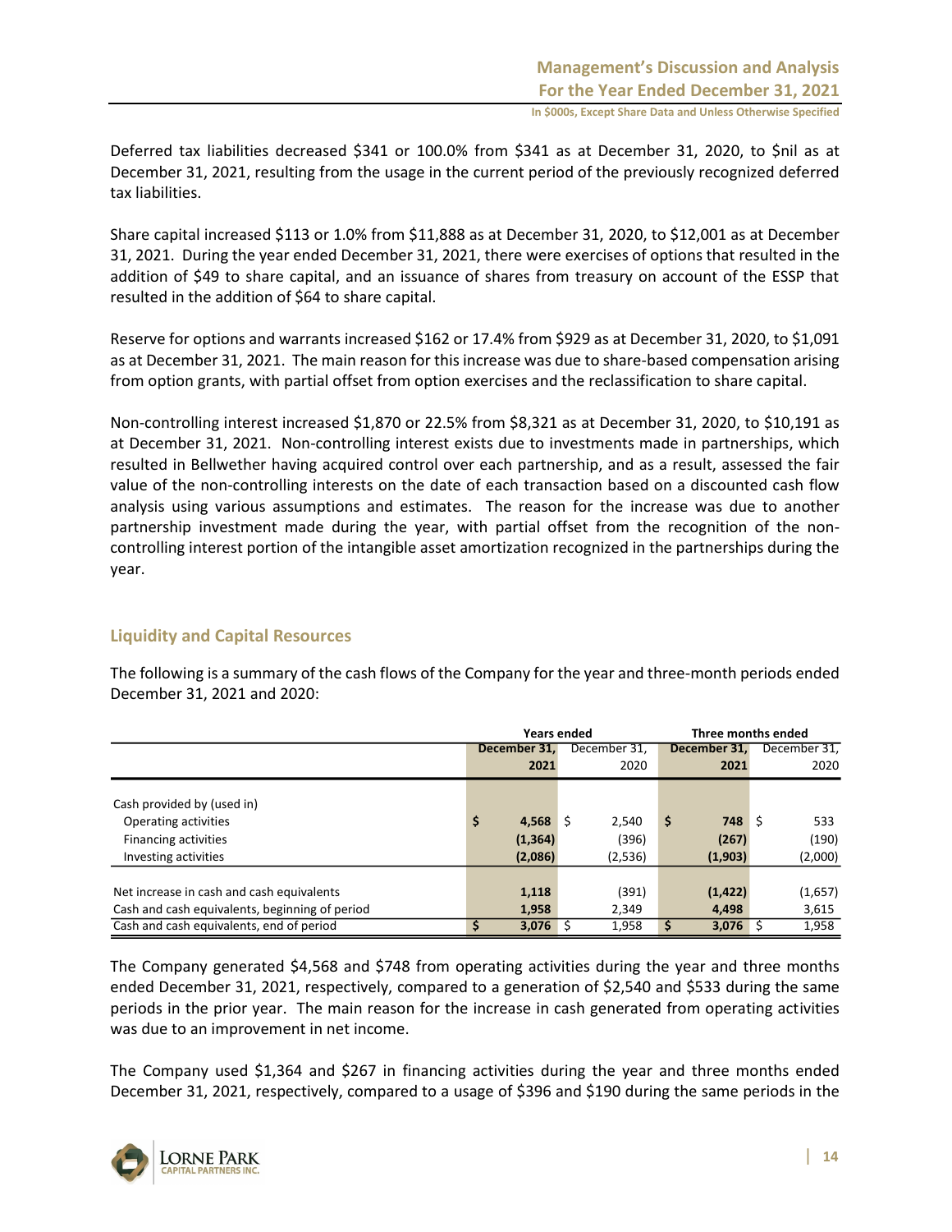Deferred tax liabilities decreased $341 or 100.0% from $341 as at December 31, 2020, to $nil as at December 31, 2021, resulting from the usage in the current period of the previously recognized deferred tax liabilities.

Share capital increased $113 or 1.0% from $11,888 as at December 31, 2020, to $12,001 as at December 31, 2021. During the year ended December 31, 2021, there were exercises of options that resulted in the addition of $49 to share capital, and an issuance of shares from treasury on account of the ESSP that resulted in the addition of $64 to share capital.

Reserve for options and warrants increased $162 or 17.4% from $929 as at December 31, 2020, to $1,091 as at December 31, 2021. The main reason for this increase was due to share-based compensation arising from option grants, with partial offset from option exercises and the reclassification to share capital.

Non-controlling interest increased $1,870 or 22.5% from $8,321 as at December 31, 2020, to $10,191 as at December 31, 2021. Non-controlling interest exists due to investments made in partnerships, which resulted in Bellwether having acquired control over each partnership, and as a result, assessed the fair value of the non-controlling interests on the date of each transaction based on a discounted cash flow analysis using various assumptions and estimates. The reason for the increase was due to another partnership investment made during the year, with partial offset from the recognition of the non-controlling interest portion of the intangible asset amortization recognized in the partnerships during the year.

## Liquidity and Capital Resources

The following is a summary of the cash flows of the Company for the year and three-month periods ended December 31, 2021 and 2020:

| | Years ended | | Three months ended | |
|---|---|---|---|---|
| | **December 31, 2021** | December 31, 2020 | **December 31, 2021** | December 31, 2020 |
| Cash provided by (used in) | | | | |
| Operating activities | **$ 4,568** | $ 2,540 | **$ 748** | $ 533 |
| Financing activities | **(1,364)** | (396) | **(267)** | (190) |
| Investing activities | **(2,086)** | (2,536) | **(1,903)** | (2,000) |
| Net increase in cash and cash equivalents | **1,118** | (391) | **(1,422)** | (1,657) |
| Cash and cash equivalents, beginning of period | **1,958** | 2,349 | **4,498** | 3,615 |
| Cash and cash equivalents, end of period | **$ 3,076** | $ 1,958 | **$ 3,076** | $ 1,958 |

The Company generated $4,568 and $748 from operating activities during the year and three months ended December 31, 2021, respectively, compared to a generation of $2,540 and $533 during the same periods in the prior year. The main reason for the increase in cash generated from operating activities was due to an improvement in net income.

The Company used $1,364 and $267 in financing activities during the year and three months ended December 31, 2021, respectively, compared to a usage of $396 and $190 during the same periods in the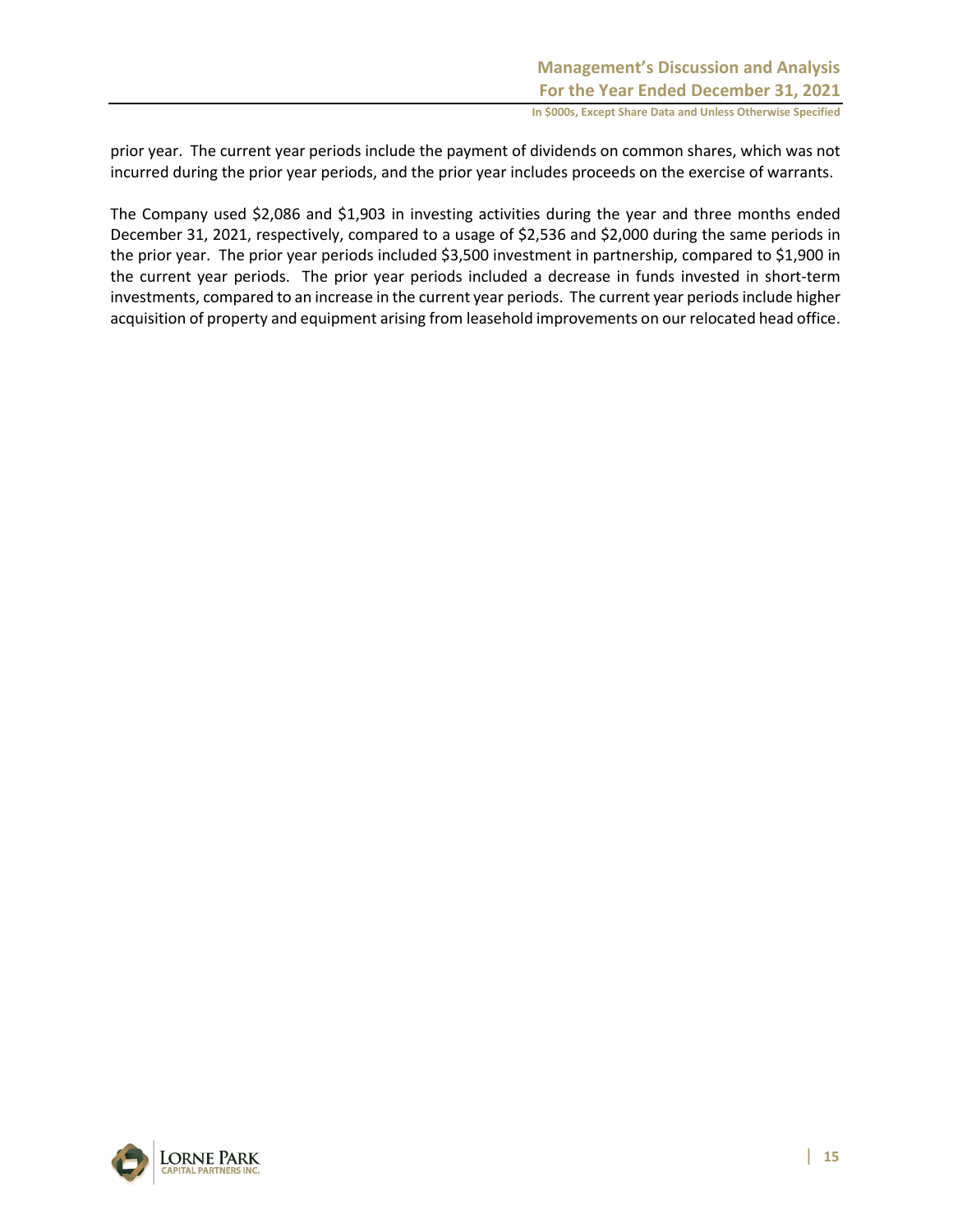prior year. The current year periods include the payment of dividends on common shares, which was not incurred during the prior year periods, and the prior year includes proceeds on the exercise of warrants.

The Company used $2,086 and $1,903 in investing activities during the year and three months ended December 31, 2021, respectively, compared to a usage of $2,536 and $2,000 during the same periods in the prior year. The prior year periods included $3,500 investment in partnership, compared to $1,900 in the current year periods. The prior year periods included a decrease in funds invested in short-term investments, compared to an increase in the current year periods. The current year periods include higher acquisition of property and equipment arising from leasehold improvements on our relocated head office.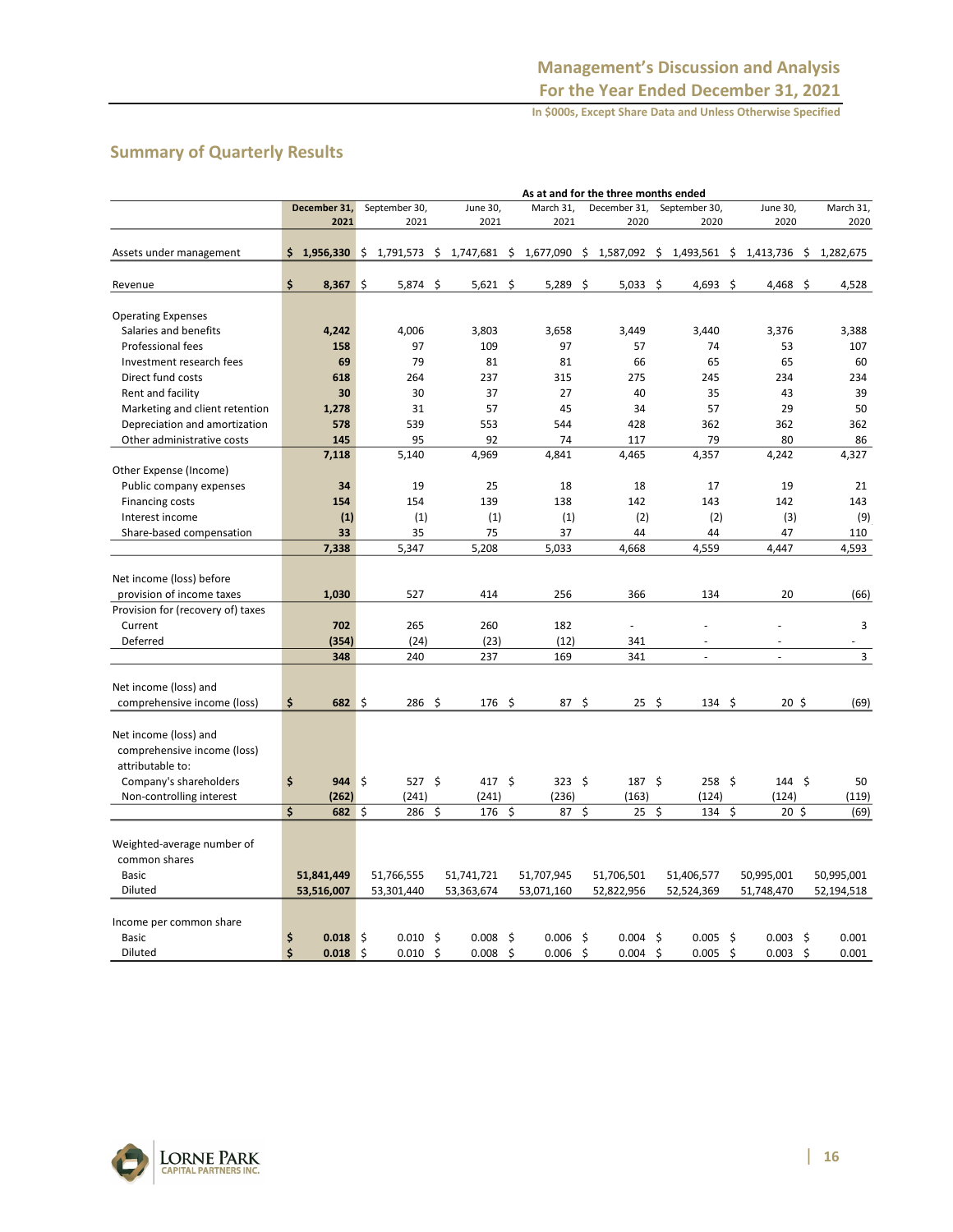## Summary of Quarterly Results

| | As at and for the three months ended | | | | | | | |
|---|---|---|---|---|---|---|---|---|
| | **December 31, 2021** | September 30, 2021 | June 30, 2021 | March 31, 2021 | December 31, 2020 | September 30, 2020 | June 30, 2020 | March 31, 2020 |
| Assets under management | **$ 1,956,330** | $ 1,791,573 | $ 1,747,681 | $ 1,677,090 | $ 1,587,092 | $ 1,493,561 | $ 1,413,736 | $ 1,282,675 |
| Revenue | **$ 8,367** | $ 5,874 | $ 5,621 | $ 5,289 | $ 5,033 | $ 4,693 | $ 4,468 | $ 4,528 |
| Operating Expenses | | | | | | | | |
| Salaries and benefits | **4,242** | 4,006 | 3,803 | 3,658 | 3,449 | 3,440 | 3,376 | 3,388 |
| Professional fees | **158** | 97 | 109 | 97 | 57 | 74 | 53 | 107 |
| Investment research fees | **69** | 79 | 81 | 81 | 66 | 65 | 65 | 60 |
| Direct fund costs | **618** | 264 | 237 | 315 | 275 | 245 | 234 | 234 |
| Rent and facility | **30** | 30 | 37 | 27 | 40 | 35 | 43 | 39 |
| Marketing and client retention | **1,278** | 31 | 57 | 45 | 34 | 57 | 29 | 50 |
| Depreciation and amortization | **578** | 539 | 553 | 544 | 428 | 362 | 362 | 362 |
| Other administrative costs | **145** | 95 | 92 | 74 | 117 | 79 | 80 | 86 |
| | **7,118** | 5,140 | 4,969 | 4,841 | 4,465 | 4,357 | 4,242 | 4,327 |
| Other Expense (Income) | | | | | | | | |
| Public company expenses | **34** | 19 | 25 | 18 | 18 | 17 | 19 | 21 |
| Financing costs | **154** | 154 | 139 | 138 | 142 | 143 | 142 | 143 |
| Interest income | **(1)** | (1) | (1) | (1) | (2) | (2) | (3) | (9) |
| Share-based compensation | **33** | 35 | 75 | 37 | 44 | 44 | 47 | 110 |
| | **7,338** | 5,347 | 5,208 | 5,033 | 4,668 | 4,559 | 4,447 | 4,593 |
| Net income (loss) before provision of income taxes | **1,030** | 527 | 414 | 256 | 366 | 134 | 20 | (66) |
| Provision for (recovery of) taxes | | | | | | | | |
| Current | **702** | 265 | 260 | 182 | - | - | - | 3 |
| Deferred | **(354)** | (24) | (23) | (12) | 341 | - | - | - |
| | **348** | 240 | 237 | 169 | 341 | - | - | 3 |
| Net income (loss) and comprehensive income (loss) | **$ 682** | $ 286 | $ 176 | $ 87 | $ 25 | $ 134 | $ 20 | $ (69) |
| Net income (loss) and comprehensive income (loss) attributable to: | | | | | | | | |
| Company's shareholders | **$ 944** | $ 527 | $ 417 | $ 323 | $ 187 | $ 258 | $ 144 | $ 50 |
| Non-controlling interest | **(262)** | (241) | (241) | (236) | (163) | (124) | (124) | (119) |
| | **$ 682** | $ 286 | $ 176 | $ 87 | $ 25 | $ 134 | $ 20 | $ (69) |
| Weighted-average number of common shares | | | | | | | | |
| Basic | **51,841,449** | 51,766,555 | 51,741,721 | 51,707,945 | 51,706,501 | 51,406,577 | 50,995,001 | 50,995,001 |
| Diluted | **53,516,007** | 53,301,440 | 53,363,674 | 53,071,160 | 52,822,956 | 52,524,369 | 51,748,470 | 52,194,518 |
| Income per common share | | | | | | | | |
| Basic | **$ 0.018** | $ 0.010 | $ 0.008 | $ 0.006 | $ 0.004 | $ 0.005 | $ 0.003 | $ 0.001 |
| Diluted | **$ 0.018** | $ 0.010 | $ 0.008 | $ 0.006 | $ 0.004 | $ 0.005 | $ 0.003 | $ 0.001 |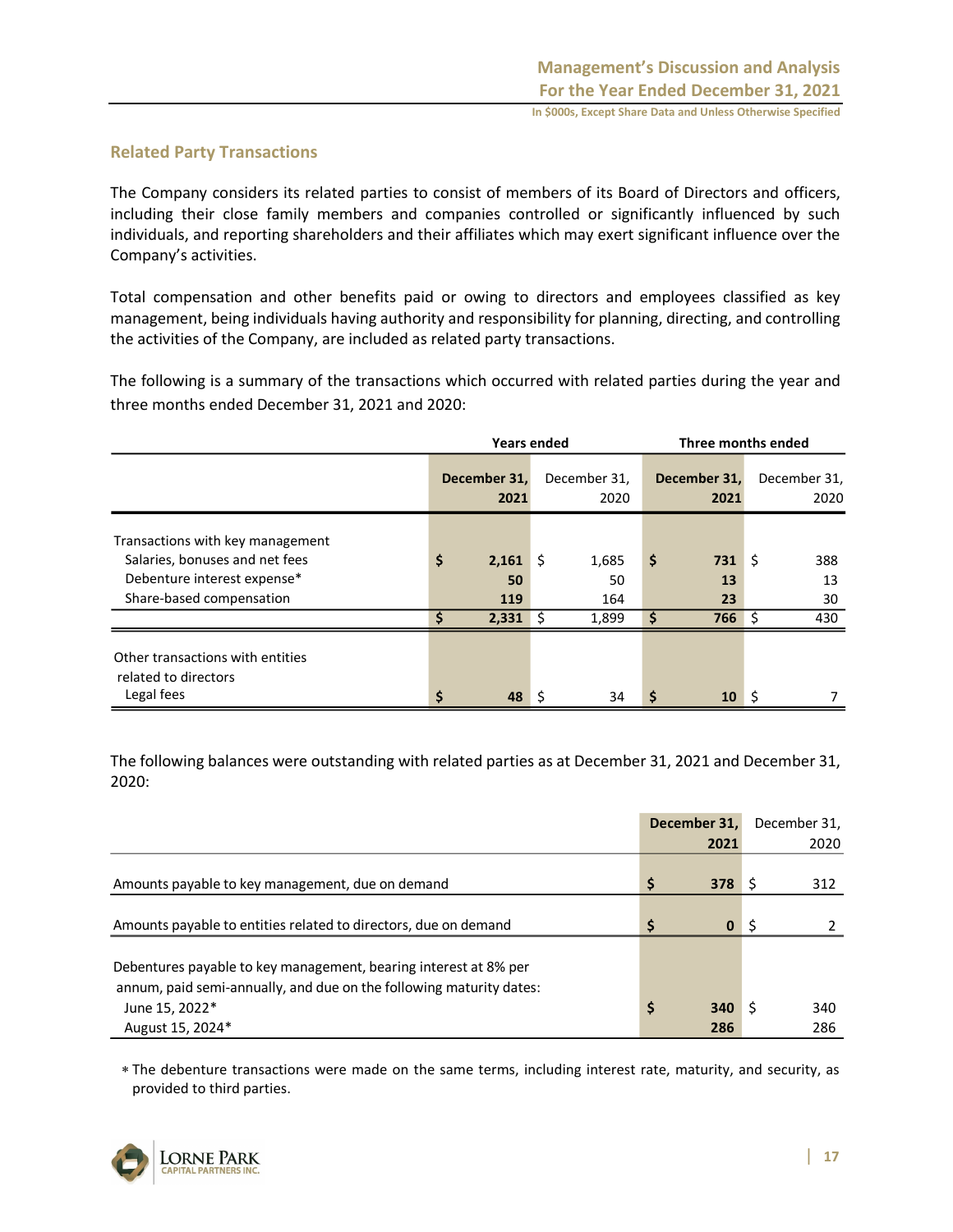## Related Party Transactions

The Company considers its related parties to consist of members of its Board of Directors and officers, including their close family members and companies controlled or significantly influenced by such individuals, and reporting shareholders and their affiliates which may exert significant influence over the Company's activities.

Total compensation and other benefits paid or owing to directors and employees classified as key management, being individuals having authority and responsibility for planning, directing, and controlling the activities of the Company, are included as related party transactions.

The following is a summary of the transactions which occurred with related parties during the year and three months ended December 31, 2021 and 2020:

| | Years ended | | Three months ended | |
|---|---|---|---|---|
| | **December 31, 2021** | December 31, 2020 | **December 31, 2021** | December 31, 2020 |
| Transactions with key management | | | | |
| Salaries, bonuses and net fees | **$ 2,161** | $ 1,685 | **$ 731** | $ 388 |
| Debenture interest expense* | **50** | 50 | **13** | 13 |
| Share-based compensation | **119** | 164 | **23** | 30 |
| | **$ 2,331** | $ 1,899 | **$ 766** | $ 430 |
| Other transactions with entities related to directors | | | | |
| Legal fees | **$ 48** | $ 34 | **$ 10** | $ 7 |

The following balances were outstanding with related parties as at December 31, 2021 and December 31, 2020:

| | **December 31, 2021** | December 31, 2020 |
|---|---|---|
| Amounts payable to key management, due on demand | **$ 378** | $ 312 |
| Amounts payable to entities related to directors, due on demand | **$ 0** | $ 2 |
| Debentures payable to key management, bearing interest at 8% per annum, paid semi-annually, and due on the following maturity dates: | | |
| June 15, 2022* | **$ 340** | $ 340 |
| August 15, 2024* | **286** | 286 |

* The debenture transactions were made on the same terms, including interest rate, maturity, and security, as provided to third parties.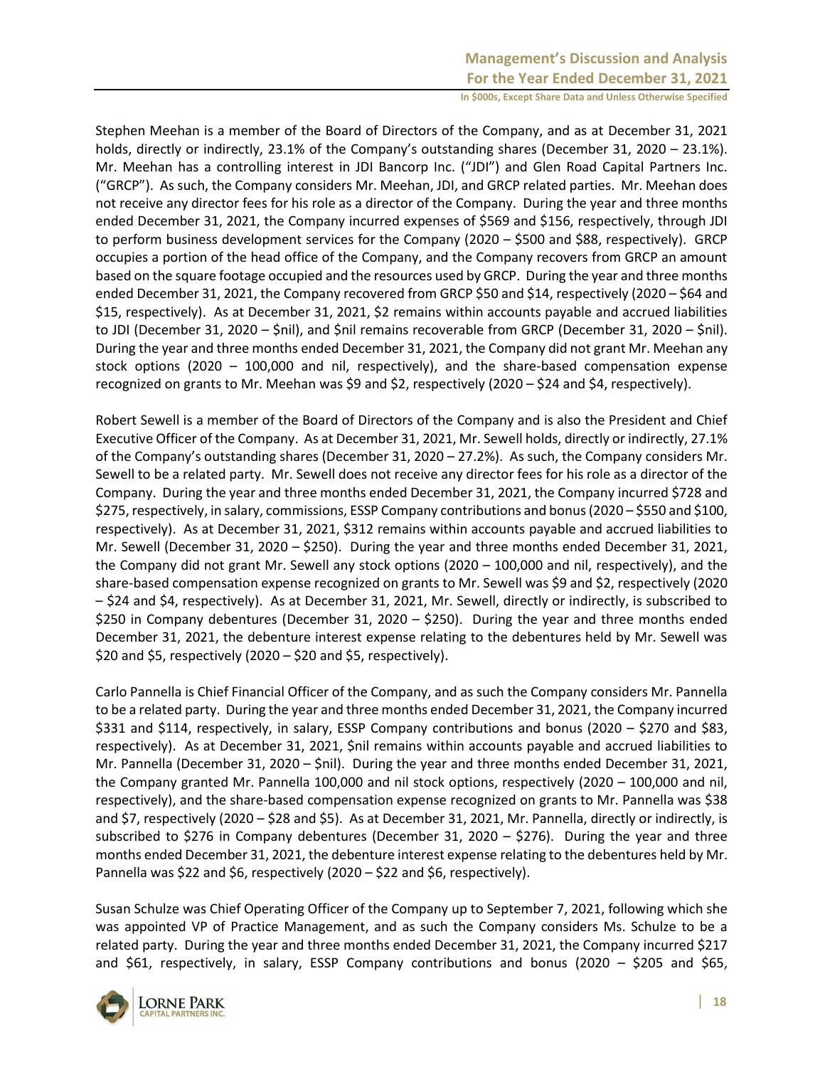Stephen Meehan is a member of the Board of Directors of the Company, and as at December 31, 2021 holds, directly or indirectly, 23.1% of the Company's outstanding shares (December 31, 2020 – 23.1%). Mr. Meehan has a controlling interest in JDI Bancorp Inc. ("JDI") and Glen Road Capital Partners Inc. ("GRCP"). As such, the Company considers Mr. Meehan, JDI, and GRCP related parties. Mr. Meehan does not receive any director fees for his role as a director of the Company. During the year and three months ended December 31, 2021, the Company incurred expenses of $569 and $156, respectively, through JDI to perform business development services for the Company (2020 – $500 and $88, respectively). GRCP occupies a portion of the head office of the Company, and the Company recovers from GRCP an amount based on the square footage occupied and the resources used by GRCP. During the year and three months ended December 31, 2021, the Company recovered from GRCP $50 and $14, respectively (2020 – $64 and $15, respectively). As at December 31, 2021, $2 remains within accounts payable and accrued liabilities to JDI (December 31, 2020 – $nil), and $nil remains recoverable from GRCP (December 31, 2020 – $nil). During the year and three months ended December 31, 2021, the Company did not grant Mr. Meehan any stock options (2020 – 100,000 and nil, respectively), and the share-based compensation expense recognized on grants to Mr. Meehan was $9 and $2, respectively (2020 – $24 and $4, respectively).

Robert Sewell is a member of the Board of Directors of the Company and is also the President and Chief Executive Officer of the Company. As at December 31, 2021, Mr. Sewell holds, directly or indirectly, 27.1% of the Company's outstanding shares (December 31, 2020 – 27.2%). As such, the Company considers Mr. Sewell to be a related party. Mr. Sewell does not receive any director fees for his role as a director of the Company. During the year and three months ended December 31, 2021, the Company incurred $728 and $275, respectively, in salary, commissions, ESSP Company contributions and bonus (2020 – $550 and $100, respectively). As at December 31, 2021, $312 remains within accounts payable and accrued liabilities to Mr. Sewell (December 31, 2020 – $250). During the year and three months ended December 31, 2021, the Company did not grant Mr. Sewell any stock options (2020 – 100,000 and nil, respectively), and the share-based compensation expense recognized on grants to Mr. Sewell was $9 and $2, respectively (2020 – $24 and $4, respectively). As at December 31, 2021, Mr. Sewell, directly or indirectly, is subscribed to $250 in Company debentures (December 31, 2020 – $250). During the year and three months ended December 31, 2021, the debenture interest expense relating to the debentures held by Mr. Sewell was $20 and $5, respectively (2020 – $20 and $5, respectively).

Carlo Pannella is Chief Financial Officer of the Company, and as such the Company considers Mr. Pannella to be a related party. During the year and three months ended December 31, 2021, the Company incurred $331 and $114, respectively, in salary, ESSP Company contributions and bonus (2020 – $270 and $83, respectively). As at December 31, 2021, $nil remains within accounts payable and accrued liabilities to Mr. Pannella (December 31, 2020 – $nil). During the year and three months ended December 31, 2021, the Company granted Mr. Pannella 100,000 and nil stock options, respectively (2020 – 100,000 and nil, respectively), and the share-based compensation expense recognized on grants to Mr. Pannella was $38 and $7, respectively (2020 – $28 and $5). As at December 31, 2021, Mr. Pannella, directly or indirectly, is subscribed to $276 in Company debentures (December 31, 2020 – $276). During the year and three months ended December 31, 2021, the debenture interest expense relating to the debentures held by Mr. Pannella was $22 and $6, respectively (2020 – $22 and $6, respectively).

Susan Schulze was Chief Operating Officer of the Company up to September 7, 2021, following which she was appointed VP of Practice Management, and as such the Company considers Ms. Schulze to be a related party. During the year and three months ended December 31, 2021, the Company incurred $217 and $61, respectively, in salary, ESSP Company contributions and bonus (2020 – $205 and $65,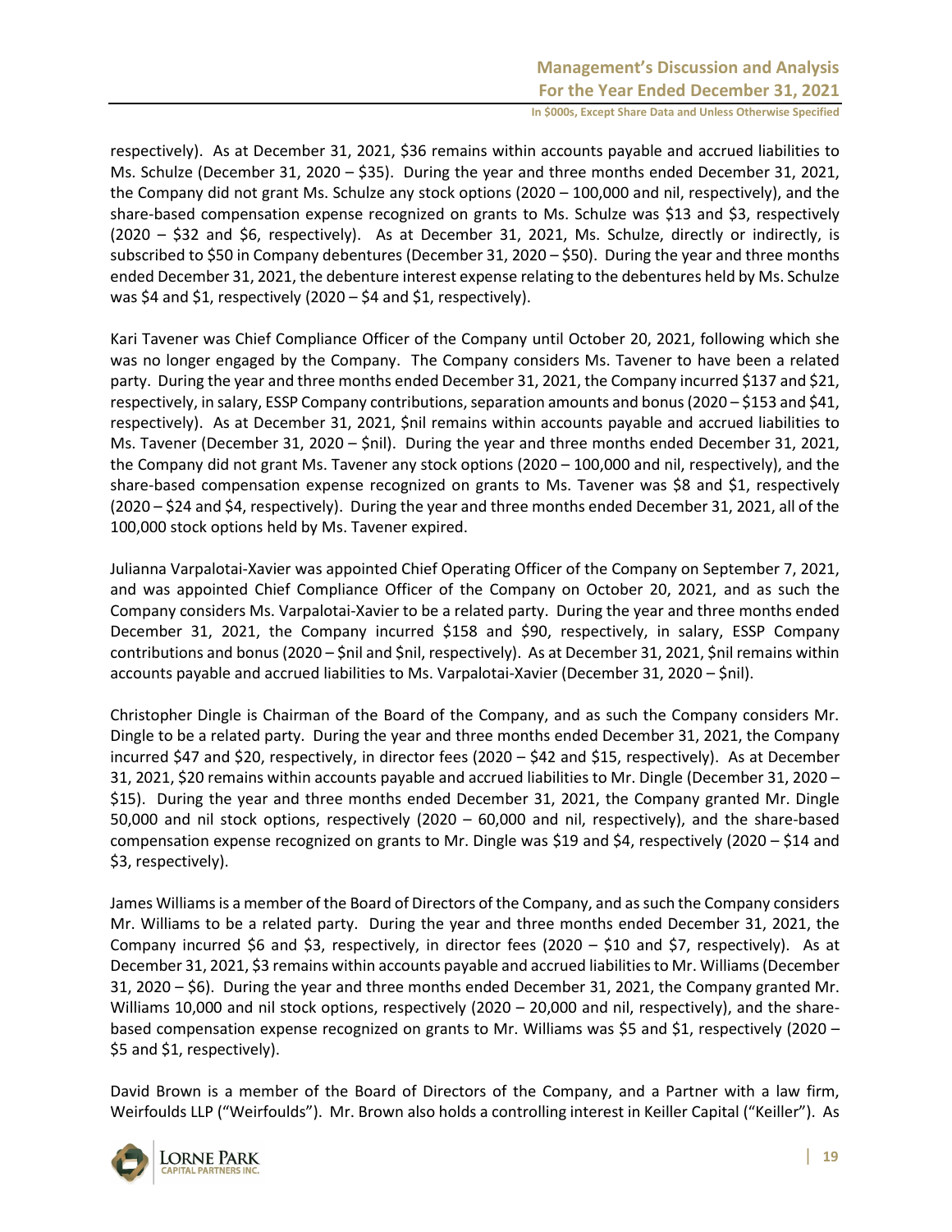respectively). As at December 31, 2021, $36 remains within accounts payable and accrued liabilities to Ms. Schulze (December 31, 2020 – $35). During the year and three months ended December 31, 2021, the Company did not grant Ms. Schulze any stock options (2020 – 100,000 and nil, respectively), and the share-based compensation expense recognized on grants to Ms. Schulze was $13 and $3, respectively (2020 – $32 and $6, respectively). As at December 31, 2021, Ms. Schulze, directly or indirectly, is subscribed to $50 in Company debentures (December 31, 2020 – $50). During the year and three months ended December 31, 2021, the debenture interest expense relating to the debentures held by Ms. Schulze was $4 and $1, respectively (2020 – $4 and $1, respectively).

Kari Tavener was Chief Compliance Officer of the Company until October 20, 2021, following which she was no longer engaged by the Company. The Company considers Ms. Tavener to have been a related party. During the year and three months ended December 31, 2021, the Company incurred $137 and $21, respectively, in salary, ESSP Company contributions, separation amounts and bonus (2020 – $153 and $41, respectively). As at December 31, 2021, $nil remains within accounts payable and accrued liabilities to Ms. Tavener (December 31, 2020 – $nil). During the year and three months ended December 31, 2021, the Company did not grant Ms. Tavener any stock options (2020 – 100,000 and nil, respectively), and the share-based compensation expense recognized on grants to Ms. Tavener was $8 and $1, respectively (2020 – $24 and $4, respectively). During the year and three months ended December 31, 2021, all of the 100,000 stock options held by Ms. Tavener expired.

Julianna Varpalotai-Xavier was appointed Chief Operating Officer of the Company on September 7, 2021, and was appointed Chief Compliance Officer of the Company on October 20, 2021, and as such the Company considers Ms. Varpalotai-Xavier to be a related party. During the year and three months ended December 31, 2021, the Company incurred $158 and $90, respectively, in salary, ESSP Company contributions and bonus (2020 – $nil and $nil, respectively). As at December 31, 2021, $nil remains within accounts payable and accrued liabilities to Ms. Varpalotai-Xavier (December 31, 2020 – $nil).

Christopher Dingle is Chairman of the Board of the Company, and as such the Company considers Mr. Dingle to be a related party. During the year and three months ended December 31, 2021, the Company incurred $47 and $20, respectively, in director fees (2020 – $42 and $15, respectively). As at December 31, 2021, $20 remains within accounts payable and accrued liabilities to Mr. Dingle (December 31, 2020 – $15). During the year and three months ended December 31, 2021, the Company granted Mr. Dingle 50,000 and nil stock options, respectively (2020 – 60,000 and nil, respectively), and the share-based compensation expense recognized on grants to Mr. Dingle was $19 and $4, respectively (2020 – $14 and $3, respectively).

James Williams is a member of the Board of Directors of the Company, and as such the Company considers Mr. Williams to be a related party. During the year and three months ended December 31, 2021, the Company incurred $6 and $3, respectively, in director fees (2020 – $10 and $7, respectively). As at December 31, 2021, $3 remains within accounts payable and accrued liabilities to Mr. Williams (December 31, 2020 – $6). During the year and three months ended December 31, 2021, the Company granted Mr. Williams 10,000 and nil stock options, respectively (2020 – 20,000 and nil, respectively), and the share-based compensation expense recognized on grants to Mr. Williams was $5 and $1, respectively (2020 – $5 and $1, respectively).

David Brown is a member of the Board of Directors of the Company, and a Partner with a law firm, Weirfoulds LLP ("Weirfoulds"). Mr. Brown also holds a controlling interest in Keiller Capital ("Keiller"). As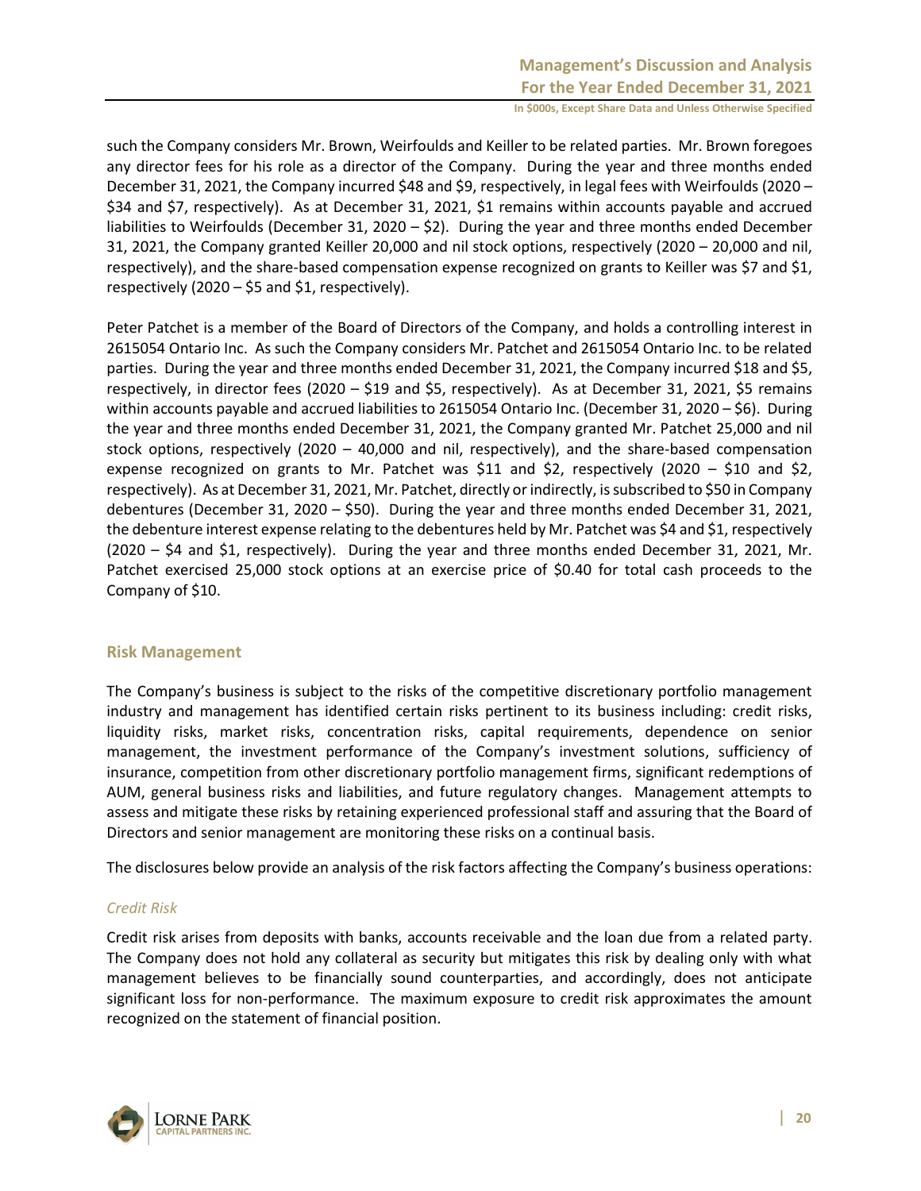such the Company considers Mr. Brown, Weirfoulds and Keiller to be related parties. Mr. Brown foregoes any director fees for his role as a director of the Company. During the year and three months ended December 31, 2021, the Company incurred $48 and $9, respectively, in legal fees with Weirfoulds (2020 – $34 and $7, respectively). As at December 31, 2021, $1 remains within accounts payable and accrued liabilities to Weirfoulds (December 31, 2020 – $2). During the year and three months ended December 31, 2021, the Company granted Keiller 20,000 and nil stock options, respectively (2020 – 20,000 and nil, respectively), and the share-based compensation expense recognized on grants to Keiller was $7 and $1, respectively (2020 – $5 and $1, respectively).

Peter Patchet is a member of the Board of Directors of the Company, and holds a controlling interest in 2615054 Ontario Inc. As such the Company considers Mr. Patchet and 2615054 Ontario Inc. to be related parties. During the year and three months ended December 31, 2021, the Company incurred $18 and $5, respectively, in director fees (2020 – $19 and $5, respectively). As at December 31, 2021, $5 remains within accounts payable and accrued liabilities to 2615054 Ontario Inc. (December 31, 2020 – $6). During the year and three months ended December 31, 2021, the Company granted Mr. Patchet 25,000 and nil stock options, respectively (2020 – 40,000 and nil, respectively), and the share-based compensation expense recognized on grants to Mr. Patchet was $11 and $2, respectively (2020 – $10 and $2, respectively). As at December 31, 2021, Mr. Patchet, directly or indirectly, is subscribed to $50 in Company debentures (December 31, 2020 – $50). During the year and three months ended December 31, 2021, the debenture interest expense relating to the debentures held by Mr. Patchet was $4 and $1, respectively (2020 – $4 and $1, respectively). During the year and three months ended December 31, 2021, Mr. Patchet exercised 25,000 stock options at an exercise price of $0.40 for total cash proceeds to the Company of $10.

## Risk Management

The Company's business is subject to the risks of the competitive discretionary portfolio management industry and management has identified certain risks pertinent to its business including: credit risks, liquidity risks, market risks, concentration risks, capital requirements, dependence on senior management, the investment performance of the Company's investment solutions, sufficiency of insurance, competition from other discretionary portfolio management firms, significant redemptions of AUM, general business risks and liabilities, and future regulatory changes. Management attempts to assess and mitigate these risks by retaining experienced professional staff and assuring that the Board of Directors and senior management are monitoring these risks on a continual basis.

The disclosures below provide an analysis of the risk factors affecting the Company's business operations:

### *Credit Risk*

Credit risk arises from deposits with banks, accounts receivable and the loan due from a related party. The Company does not hold any collateral as security but mitigates this risk by dealing only with what management believes to be financially sound counterparties, and accordingly, does not anticipate significant loss for non-performance. The maximum exposure to credit risk approximates the amount recognized on the statement of financial position.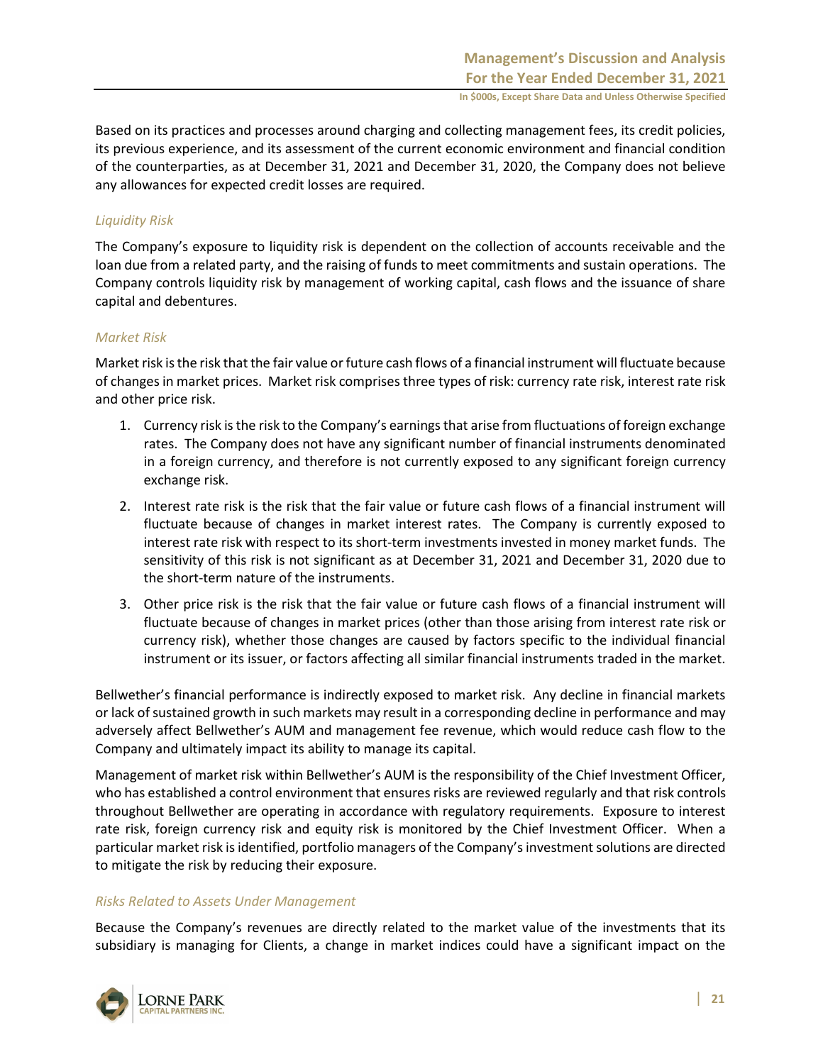Based on its practices and processes around charging and collecting management fees, its credit policies, its previous experience, and its assessment of the current economic environment and financial condition of the counterparties, as at December 31, 2021 and December 31, 2020, the Company does not believe any allowances for expected credit losses are required.

*Liquidity Risk*

The Company's exposure to liquidity risk is dependent on the collection of accounts receivable and the loan due from a related party, and the raising of funds to meet commitments and sustain operations. The Company controls liquidity risk by management of working capital, cash flows and the issuance of share capital and debentures.

*Market Risk*

Market risk is the risk that the fair value or future cash flows of a financial instrument will fluctuate because of changes in market prices. Market risk comprises three types of risk: currency rate risk, interest rate risk and other price risk.

1. Currency risk is the risk to the Company's earnings that arise from fluctuations of foreign exchange rates. The Company does not have any significant number of financial instruments denominated in a foreign currency, and therefore is not currently exposed to any significant foreign currency exchange risk.
2. Interest rate risk is the risk that the fair value or future cash flows of a financial instrument will fluctuate because of changes in market interest rates. The Company is currently exposed to interest rate risk with respect to its short-term investments invested in money market funds. The sensitivity of this risk is not significant as at December 31, 2021 and December 31, 2020 due to the short-term nature of the instruments.
3. Other price risk is the risk that the fair value or future cash flows of a financial instrument will fluctuate because of changes in market prices (other than those arising from interest rate risk or currency risk), whether those changes are caused by factors specific to the individual financial instrument or its issuer, or factors affecting all similar financial instruments traded in the market.

Bellwether's financial performance is indirectly exposed to market risk. Any decline in financial markets or lack of sustained growth in such markets may result in a corresponding decline in performance and may adversely affect Bellwether's AUM and management fee revenue, which would reduce cash flow to the Company and ultimately impact its ability to manage its capital.

Management of market risk within Bellwether's AUM is the responsibility of the Chief Investment Officer, who has established a control environment that ensures risks are reviewed regularly and that risk controls throughout Bellwether are operating in accordance with regulatory requirements. Exposure to interest rate risk, foreign currency risk and equity risk is monitored by the Chief Investment Officer. When a particular market risk is identified, portfolio managers of the Company's investment solutions are directed to mitigate the risk by reducing their exposure.

*Risks Related to Assets Under Management*

Because the Company's revenues are directly related to the market value of the investments that its subsidiary is managing for Clients, a change in market indices could have a significant impact on the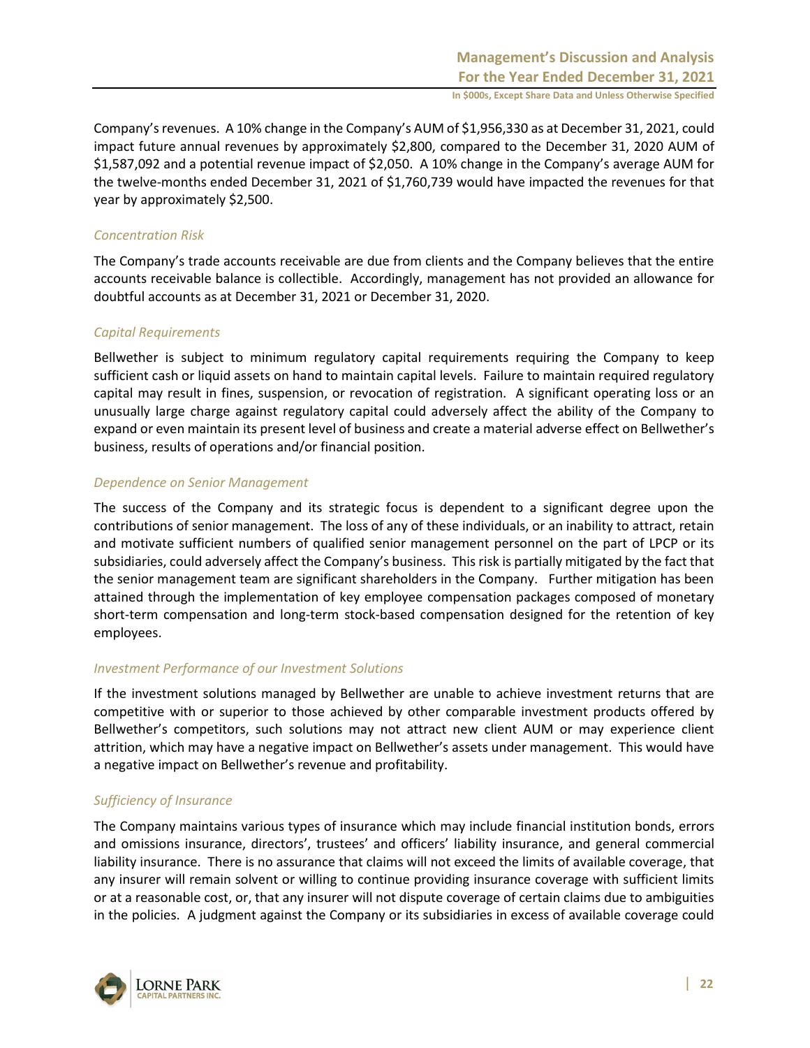Company's revenues. A 10% change in the Company's AUM of $1,956,330 as at December 31, 2021, could impact future annual revenues by approximately $2,800, compared to the December 31, 2020 AUM of $1,587,092 and a potential revenue impact of $2,050. A 10% change in the Company's average AUM for the twelve-months ended December 31, 2021 of $1,760,739 would have impacted the revenues for that year by approximately $2,500.

*Concentration Risk*

The Company's trade accounts receivable are due from clients and the Company believes that the entire accounts receivable balance is collectible. Accordingly, management has not provided an allowance for doubtful accounts as at December 31, 2021 or December 31, 2020.

*Capital Requirements*

Bellwether is subject to minimum regulatory capital requirements requiring the Company to keep sufficient cash or liquid assets on hand to maintain capital levels. Failure to maintain required regulatory capital may result in fines, suspension, or revocation of registration. A significant operating loss or an unusually large charge against regulatory capital could adversely affect the ability of the Company to expand or even maintain its present level of business and create a material adverse effect on Bellwether's business, results of operations and/or financial position.

*Dependence on Senior Management*

The success of the Company and its strategic focus is dependent to a significant degree upon the contributions of senior management. The loss of any of these individuals, or an inability to attract, retain and motivate sufficient numbers of qualified senior management personnel on the part of LPCP or its subsidiaries, could adversely affect the Company's business. This risk is partially mitigated by the fact that the senior management team are significant shareholders in the Company. Further mitigation has been attained through the implementation of key employee compensation packages composed of monetary short-term compensation and long-term stock-based compensation designed for the retention of key employees.

*Investment Performance of our Investment Solutions*

If the investment solutions managed by Bellwether are unable to achieve investment returns that are competitive with or superior to those achieved by other comparable investment products offered by Bellwether's competitors, such solutions may not attract new client AUM or may experience client attrition, which may have a negative impact on Bellwether's assets under management. This would have a negative impact on Bellwether's revenue and profitability.

*Sufficiency of Insurance*

The Company maintains various types of insurance which may include financial institution bonds, errors and omissions insurance, directors', trustees' and officers' liability insurance, and general commercial liability insurance. There is no assurance that claims will not exceed the limits of available coverage, that any insurer will remain solvent or willing to continue providing insurance coverage with sufficient limits or at a reasonable cost, or, that any insurer will not dispute coverage of certain claims due to ambiguities in the policies. A judgment against the Company or its subsidiaries in excess of available coverage could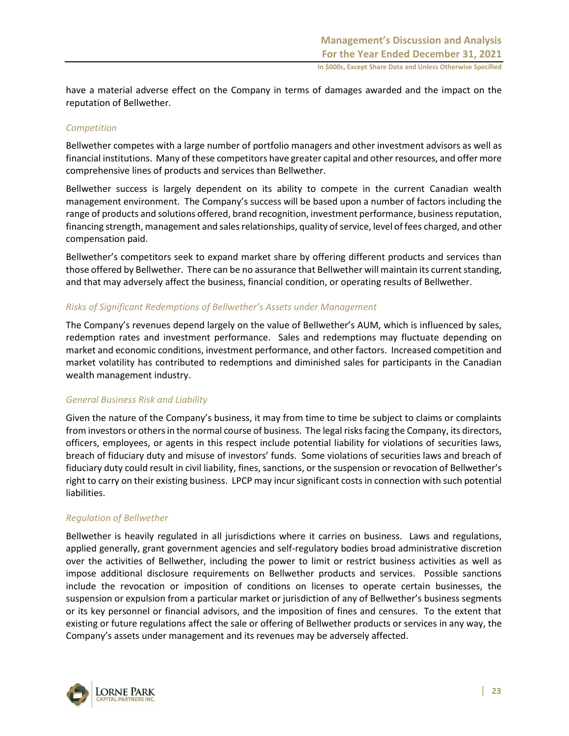have a material adverse effect on the Company in terms of damages awarded and the impact on the reputation of Bellwether.

*Competition*

Bellwether competes with a large number of portfolio managers and other investment advisors as well as financial institutions. Many of these competitors have greater capital and other resources, and offer more comprehensive lines of products and services than Bellwether.

Bellwether success is largely dependent on its ability to compete in the current Canadian wealth management environment. The Company's success will be based upon a number of factors including the range of products and solutions offered, brand recognition, investment performance, business reputation, financing strength, management and sales relationships, quality of service, level of fees charged, and other compensation paid.

Bellwether's competitors seek to expand market share by offering different products and services than those offered by Bellwether. There can be no assurance that Bellwether will maintain its current standing, and that may adversely affect the business, financial condition, or operating results of Bellwether.

*Risks of Significant Redemptions of Bellwether's Assets under Management*

The Company's revenues depend largely on the value of Bellwether's AUM, which is influenced by sales, redemption rates and investment performance. Sales and redemptions may fluctuate depending on market and economic conditions, investment performance, and other factors. Increased competition and market volatility has contributed to redemptions and diminished sales for participants in the Canadian wealth management industry.

*General Business Risk and Liability*

Given the nature of the Company's business, it may from time to time be subject to claims or complaints from investors or others in the normal course of business. The legal risks facing the Company, its directors, officers, employees, or agents in this respect include potential liability for violations of securities laws, breach of fiduciary duty and misuse of investors' funds. Some violations of securities laws and breach of fiduciary duty could result in civil liability, fines, sanctions, or the suspension or revocation of Bellwether's right to carry on their existing business. LPCP may incur significant costs in connection with such potential liabilities.

*Regulation of Bellwether*

Bellwether is heavily regulated in all jurisdictions where it carries on business. Laws and regulations, applied generally, grant government agencies and self-regulatory bodies broad administrative discretion over the activities of Bellwether, including the power to limit or restrict business activities as well as impose additional disclosure requirements on Bellwether products and services. Possible sanctions include the revocation or imposition of conditions on licenses to operate certain businesses, the suspension or expulsion from a particular market or jurisdiction of any of Bellwether's business segments or its key personnel or financial advisors, and the imposition of fines and censures. To the extent that existing or future regulations affect the sale or offering of Bellwether products or services in any way, the Company's assets under management and its revenues may be adversely affected.